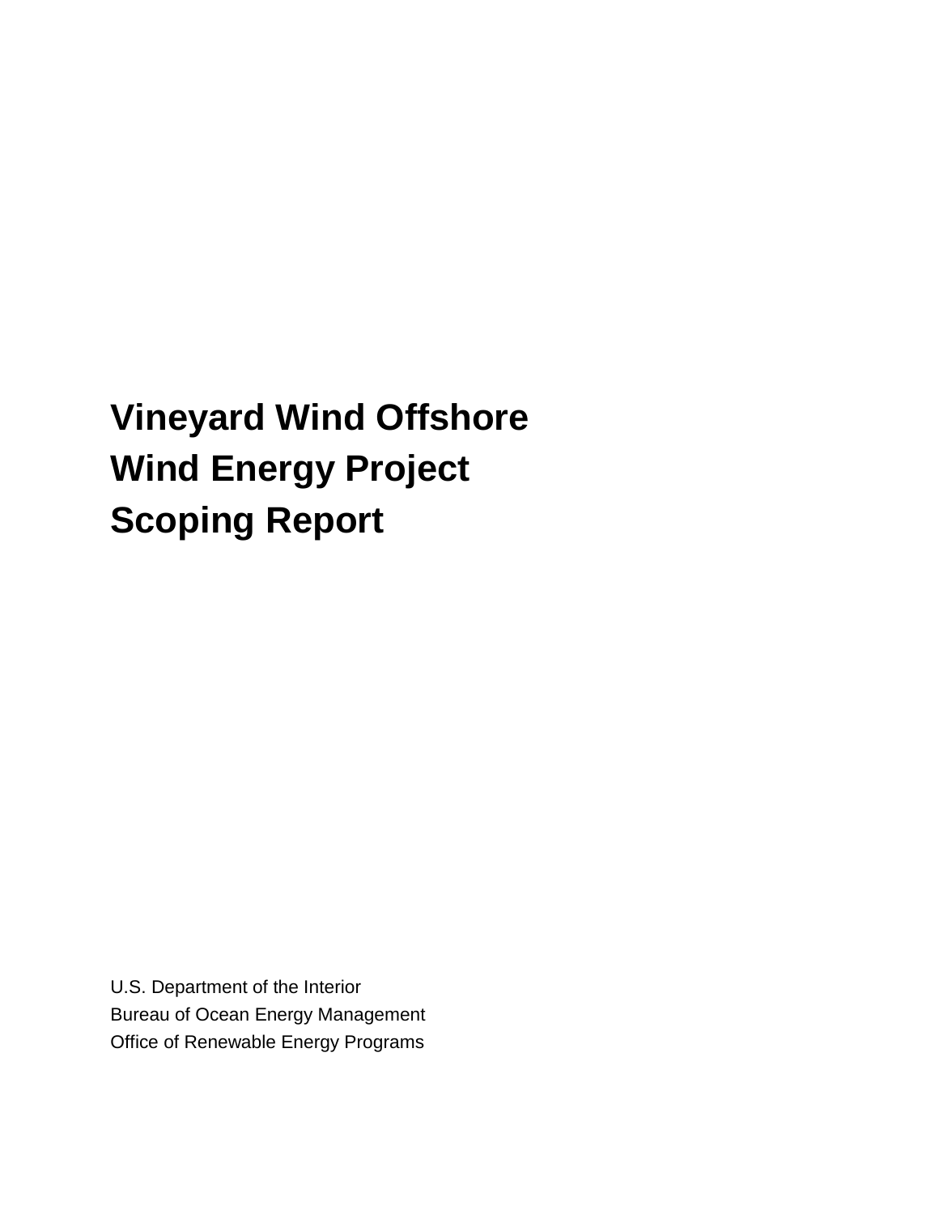# Vineyard Wind Offshore Wind Energy Project Scoping Report

U.S. Department of the Interior
Bureau of Ocean Energy Management
Office of Renewable Energy Programs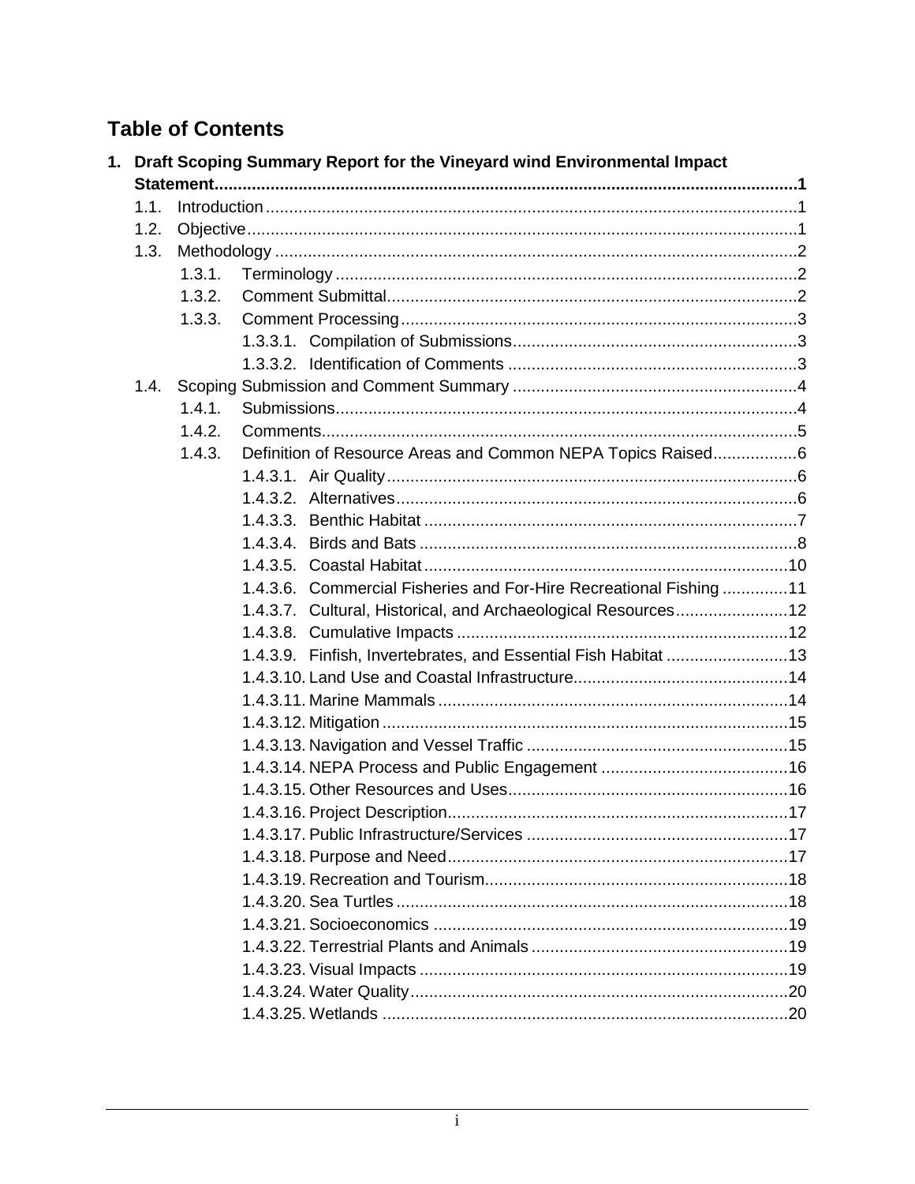# Table of Contents

1. **Draft Scoping Summary Report for the Vineyard wind Environmental Impact Statement** ..... 1
   - 1.1. Introduction ..... 1
   - 1.2. Objective ..... 1
   - 1.3. Methodology ..... 2
     - 1.3.1. Terminology ..... 2
     - 1.3.2. Comment Submittal ..... 2
     - 1.3.3. Comment Processing ..... 3
       - 1.3.3.1. Compilation of Submissions ..... 3
       - 1.3.3.2. Identification of Comments ..... 3
   - 1.4. Scoping Submission and Comment Summary ..... 4
     - 1.4.1. Submissions ..... 4
     - 1.4.2. Comments ..... 5
     - 1.4.3. Definition of Resource Areas and Common NEPA Topics Raised ..... 6
       - 1.4.3.1. Air Quality ..... 6
       - 1.4.3.2. Alternatives ..... 6
       - 1.4.3.3. Benthic Habitat ..... 7
       - 1.4.3.4. Birds and Bats ..... 8
       - 1.4.3.5. Coastal Habitat ..... 10
       - 1.4.3.6. Commercial Fisheries and For-Hire Recreational Fishing ..... 11
       - 1.4.3.7. Cultural, Historical, and Archaeological Resources ..... 12
       - 1.4.3.8. Cumulative Impacts ..... 12
       - 1.4.3.9. Finfish, Invertebrates, and Essential Fish Habitat ..... 13
       - 1.4.3.10. Land Use and Coastal Infrastructure ..... 14
       - 1.4.3.11. Marine Mammals ..... 14
       - 1.4.3.12. Mitigation ..... 15
       - 1.4.3.13. Navigation and Vessel Traffic ..... 15
       - 1.4.3.14. NEPA Process and Public Engagement ..... 16
       - 1.4.3.15. Other Resources and Uses ..... 16
       - 1.4.3.16. Project Description ..... 17
       - 1.4.3.17. Public Infrastructure/Services ..... 17
       - 1.4.3.18. Purpose and Need ..... 17
       - 1.4.3.19. Recreation and Tourism ..... 18
       - 1.4.3.20. Sea Turtles ..... 18
       - 1.4.3.21. Socioeconomics ..... 19
       - 1.4.3.22. Terrestrial Plants and Animals ..... 19
       - 1.4.3.23. Visual Impacts ..... 19
       - 1.4.3.24. Water Quality ..... 20
       - 1.4.3.25. Wetlands ..... 20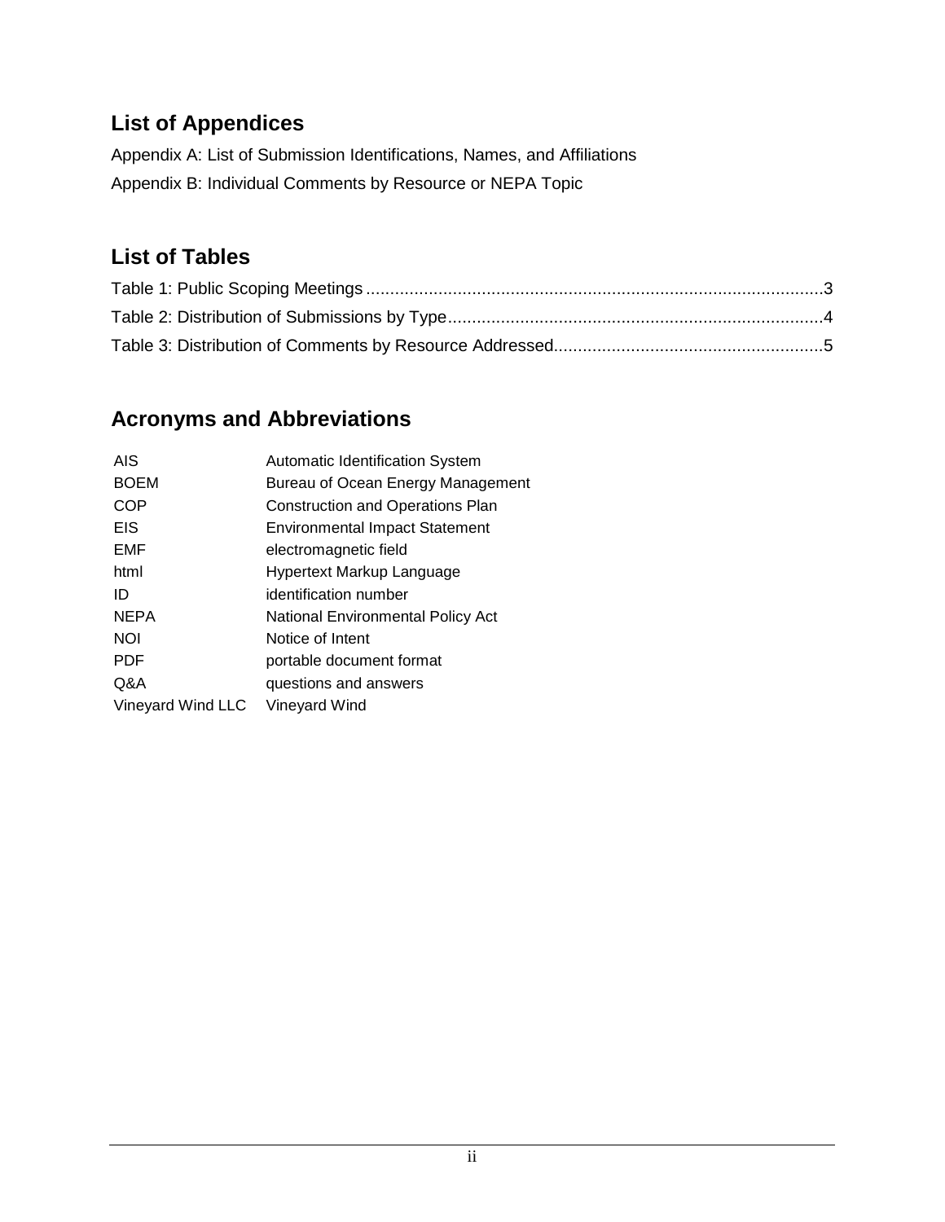## List of Appendices

Appendix A: List of Submission Identifications, Names, and Affiliations

Appendix B: Individual Comments by Resource or NEPA Topic

## List of Tables

Table 1: Public Scoping Meetings ....................................................................................3

Table 2: Distribution of Submissions by Type....................................................................4

Table 3: Distribution of Comments by Resource Addressed...............................................5

## Acronyms and Abbreviations

| | |
|---|---|
| AIS | Automatic Identification System |
| BOEM | Bureau of Ocean Energy Management |
| COP | Construction and Operations Plan |
| EIS | Environmental Impact Statement |
| EMF | electromagnetic field |
| html | Hypertext Markup Language |
| ID | identification number |
| NEPA | National Environmental Policy Act |
| NOI | Notice of Intent |
| PDF | portable document format |
| Q&A | questions and answers |
| Vineyard Wind LLC | Vineyard Wind |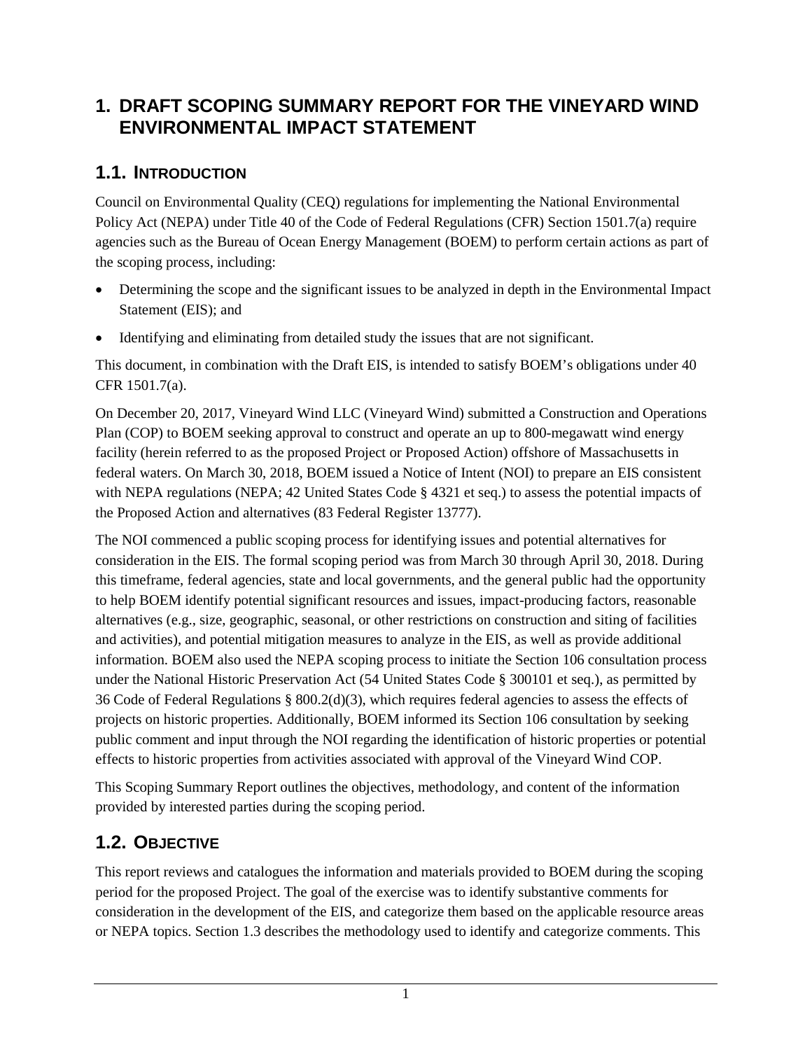# 1. DRAFT SCOPING SUMMARY REPORT FOR THE VINEYARD WIND ENVIRONMENTAL IMPACT STATEMENT

## 1.1. INTRODUCTION

Council on Environmental Quality (CEQ) regulations for implementing the National Environmental Policy Act (NEPA) under Title 40 of the Code of Federal Regulations (CFR) Section 1501.7(a) require agencies such as the Bureau of Ocean Energy Management (BOEM) to perform certain actions as part of the scoping process, including:

- Determining the scope and the significant issues to be analyzed in depth in the Environmental Impact Statement (EIS); and
- Identifying and eliminating from detailed study the issues that are not significant.

This document, in combination with the Draft EIS, is intended to satisfy BOEM's obligations under 40 CFR 1501.7(a).

On December 20, 2017, Vineyard Wind LLC (Vineyard Wind) submitted a Construction and Operations Plan (COP) to BOEM seeking approval to construct and operate an up to 800-megawatt wind energy facility (herein referred to as the proposed Project or Proposed Action) offshore of Massachusetts in federal waters. On March 30, 2018, BOEM issued a Notice of Intent (NOI) to prepare an EIS consistent with NEPA regulations (NEPA; 42 United States Code § 4321 et seq.) to assess the potential impacts of the Proposed Action and alternatives (83 Federal Register 13777).

The NOI commenced a public scoping process for identifying issues and potential alternatives for consideration in the EIS. The formal scoping period was from March 30 through April 30, 2018. During this timeframe, federal agencies, state and local governments, and the general public had the opportunity to help BOEM identify potential significant resources and issues, impact-producing factors, reasonable alternatives (e.g., size, geographic, seasonal, or other restrictions on construction and siting of facilities and activities), and potential mitigation measures to analyze in the EIS, as well as provide additional information. BOEM also used the NEPA scoping process to initiate the Section 106 consultation process under the National Historic Preservation Act (54 United States Code § 300101 et seq.), as permitted by 36 Code of Federal Regulations § 800.2(d)(3), which requires federal agencies to assess the effects of projects on historic properties. Additionally, BOEM informed its Section 106 consultation by seeking public comment and input through the NOI regarding the identification of historic properties or potential effects to historic properties from activities associated with approval of the Vineyard Wind COP.

This Scoping Summary Report outlines the objectives, methodology, and content of the information provided by interested parties during the scoping period.

## 1.2. OBJECTIVE

This report reviews and catalogues the information and materials provided to BOEM during the scoping period for the proposed Project. The goal of the exercise was to identify substantive comments for consideration in the development of the EIS, and categorize them based on the applicable resource areas or NEPA topics. Section 1.3 describes the methodology used to identify and categorize comments. This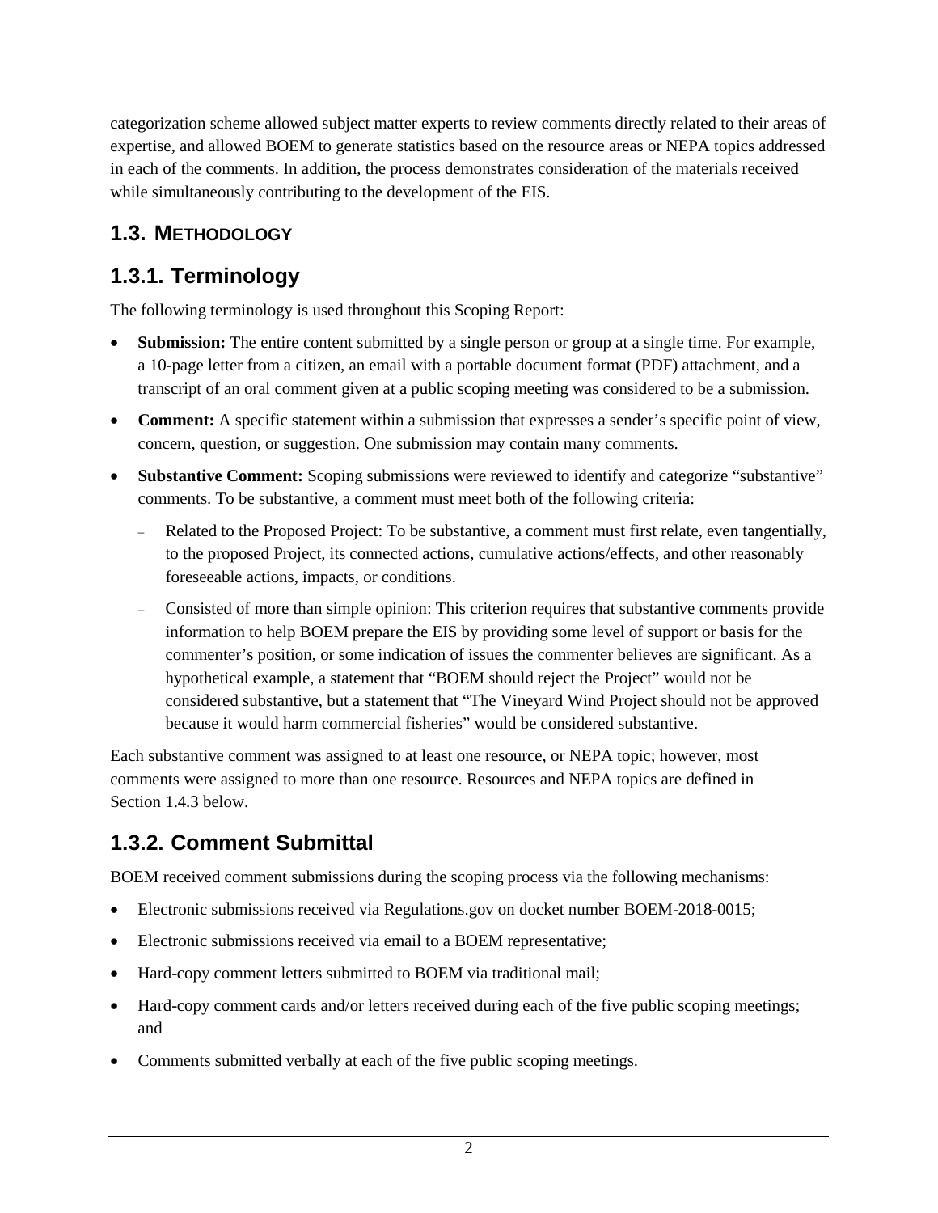categorization scheme allowed subject matter experts to review comments directly related to their areas of expertise, and allowed BOEM to generate statistics based on the resource areas or NEPA topics addressed in each of the comments. In addition, the process demonstrates consideration of the materials received while simultaneously contributing to the development of the EIS.

## 1.3. METHODOLOGY

## 1.3.1. Terminology

The following terminology is used throughout this Scoping Report:

- **Submission:** The entire content submitted by a single person or group at a single time. For example, a 10-page letter from a citizen, an email with a portable document format (PDF) attachment, and a transcript of an oral comment given at a public scoping meeting was considered to be a submission.
- **Comment:** A specific statement within a submission that expresses a sender's specific point of view, concern, question, or suggestion. One submission may contain many comments.
- **Substantive Comment:** Scoping submissions were reviewed to identify and categorize "substantive" comments. To be substantive, a comment must meet both of the following criteria:
  - Related to the Proposed Project: To be substantive, a comment must first relate, even tangentially, to the proposed Project, its connected actions, cumulative actions/effects, and other reasonably foreseeable actions, impacts, or conditions.
  - Consisted of more than simple opinion: This criterion requires that substantive comments provide information to help BOEM prepare the EIS by providing some level of support or basis for the commenter's position, or some indication of issues the commenter believes are significant. As a hypothetical example, a statement that "BOEM should reject the Project" would not be considered substantive, but a statement that "The Vineyard Wind Project should not be approved because it would harm commercial fisheries" would be considered substantive.

Each substantive comment was assigned to at least one resource, or NEPA topic; however, most comments were assigned to more than one resource. Resources and NEPA topics are defined in Section 1.4.3 below.

## 1.3.2. Comment Submittal

BOEM received comment submissions during the scoping process via the following mechanisms:

- Electronic submissions received via Regulations.gov on docket number BOEM-2018-0015;
- Electronic submissions received via email to a BOEM representative;
- Hard-copy comment letters submitted to BOEM via traditional mail;
- Hard-copy comment cards and/or letters received during each of the five public scoping meetings; and
- Comments submitted verbally at each of the five public scoping meetings.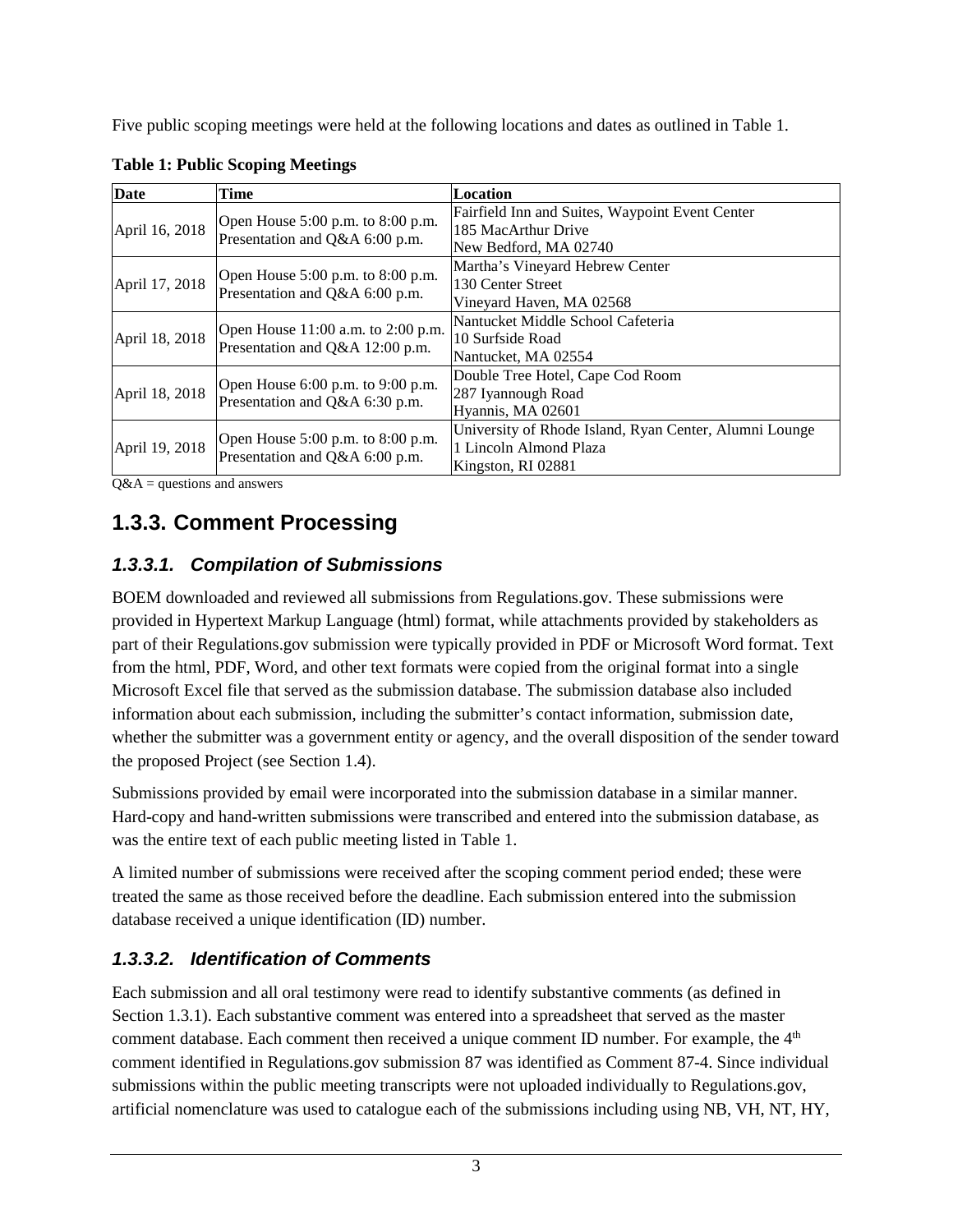Five public scoping meetings were held at the following locations and dates as outlined in Table 1.

**Table 1: Public Scoping Meetings**

| Date | Time | Location |
| --- | --- | --- |
| April 16, 2018 | Open House 5:00 p.m. to 8:00 p.m.<br>Presentation and Q&A 6:00 p.m. | Fairfield Inn and Suites, Waypoint Event Center<br>185 MacArthur Drive<br>New Bedford, MA 02740 |
| April 17, 2018 | Open House 5:00 p.m. to 8:00 p.m.<br>Presentation and Q&A 6:00 p.m. | Martha's Vineyard Hebrew Center<br>130 Center Street<br>Vineyard Haven, MA 02568 |
| April 18, 2018 | Open House 11:00 a.m. to 2:00 p.m.<br>Presentation and Q&A 12:00 p.m. | Nantucket Middle School Cafeteria<br>10 Surfside Road<br>Nantucket, MA 02554 |
| April 18, 2018 | Open House 6:00 p.m. to 9:00 p.m.<br>Presentation and Q&A 6:30 p.m. | Double Tree Hotel, Cape Cod Room<br>287 Iyannough Road<br>Hyannis, MA 02601 |
| April 19, 2018 | Open House 5:00 p.m. to 8:00 p.m.<br>Presentation and Q&A 6:00 p.m. | University of Rhode Island, Ryan Center, Alumni Lounge<br>1 Lincoln Almond Plaza<br>Kingston, RI 02881 |

Q&A = questions and answers

## 1.3.3. Comment Processing

### *1.3.3.1. Compilation of Submissions*

BOEM downloaded and reviewed all submissions from Regulations.gov. These submissions were provided in Hypertext Markup Language (html) format, while attachments provided by stakeholders as part of their Regulations.gov submission were typically provided in PDF or Microsoft Word format. Text from the html, PDF, Word, and other text formats were copied from the original format into a single Microsoft Excel file that served as the submission database. The submission database also included information about each submission, including the submitter's contact information, submission date, whether the submitter was a government entity or agency, and the overall disposition of the sender toward the proposed Project (see Section 1.4).

Submissions provided by email were incorporated into the submission database in a similar manner. Hard-copy and hand-written submissions were transcribed and entered into the submission database, as was the entire text of each public meeting listed in Table 1.

A limited number of submissions were received after the scoping comment period ended; these were treated the same as those received before the deadline. Each submission entered into the submission database received a unique identification (ID) number.

### *1.3.3.2. Identification of Comments*

Each submission and all oral testimony were read to identify substantive comments (as defined in Section 1.3.1). Each substantive comment was entered into a spreadsheet that served as the master comment database. Each comment then received a unique comment ID number. For example, the 4th comment identified in Regulations.gov submission 87 was identified as Comment 87-4. Since individual submissions within the public meeting transcripts were not uploaded individually to Regulations.gov, artificial nomenclature was used to catalogue each of the submissions including using NB, VH, NT, HY,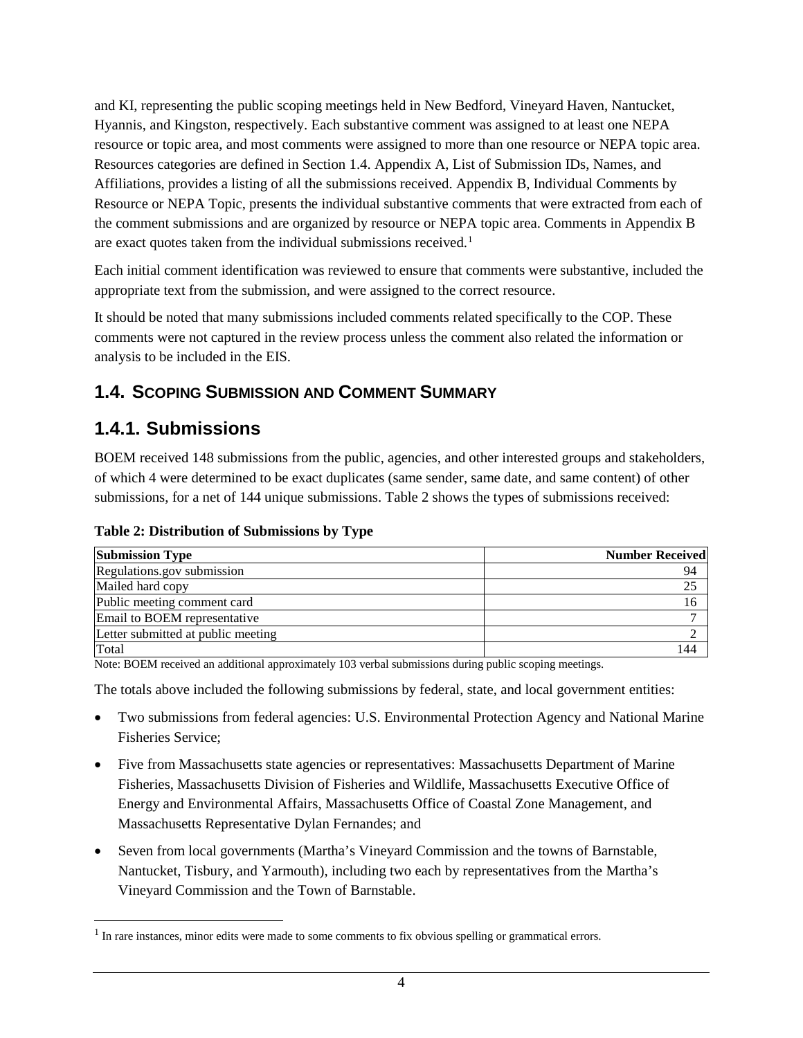and KI, representing the public scoping meetings held in New Bedford, Vineyard Haven, Nantucket, Hyannis, and Kingston, respectively. Each substantive comment was assigned to at least one NEPA resource or topic area, and most comments were assigned to more than one resource or NEPA topic area. Resources categories are defined in Section 1.4. Appendix A, List of Submission IDs, Names, and Affiliations, provides a listing of all the submissions received. Appendix B, Individual Comments by Resource or NEPA Topic, presents the individual substantive comments that were extracted from each of the comment submissions and are organized by resource or NEPA topic area. Comments in Appendix B are exact quotes taken from the individual submissions received.[1]

Each initial comment identification was reviewed to ensure that comments were substantive, included the appropriate text from the submission, and were assigned to the correct resource.

It should be noted that many submissions included comments related specifically to the COP. These comments were not captured in the review process unless the comment also related the information or analysis to be included in the EIS.

## 1.4. Scoping Submission and Comment Summary

## 1.4.1. Submissions

BOEM received 148 submissions from the public, agencies, and other interested groups and stakeholders, of which 4 were determined to be exact duplicates (same sender, same date, and same content) of other submissions, for a net of 144 unique submissions. Table 2 shows the types of submissions received:

**Table 2: Distribution of Submissions by Type**

| Submission Type | Number Received |
|---|---:|
| Regulations.gov submission | 94 |
| Mailed hard copy | 25 |
| Public meeting comment card | 16 |
| Email to BOEM representative | 7 |
| Letter submitted at public meeting | 2 |
| Total | 144 |

Note: BOEM received an additional approximately 103 verbal submissions during public scoping meetings.

The totals above included the following submissions by federal, state, and local government entities:

- Two submissions from federal agencies: U.S. Environmental Protection Agency and National Marine Fisheries Service;
- Five from Massachusetts state agencies or representatives: Massachusetts Department of Marine Fisheries, Massachusetts Division of Fisheries and Wildlife, Massachusetts Executive Office of Energy and Environmental Affairs, Massachusetts Office of Coastal Zone Management, and Massachusetts Representative Dylan Fernandes; and
- Seven from local governments (Martha's Vineyard Commission and the towns of Barnstable, Nantucket, Tisbury, and Yarmouth), including two each by representatives from the Martha's Vineyard Commission and the Town of Barnstable.

[1] In rare instances, minor edits were made to some comments to fix obvious spelling or grammatical errors.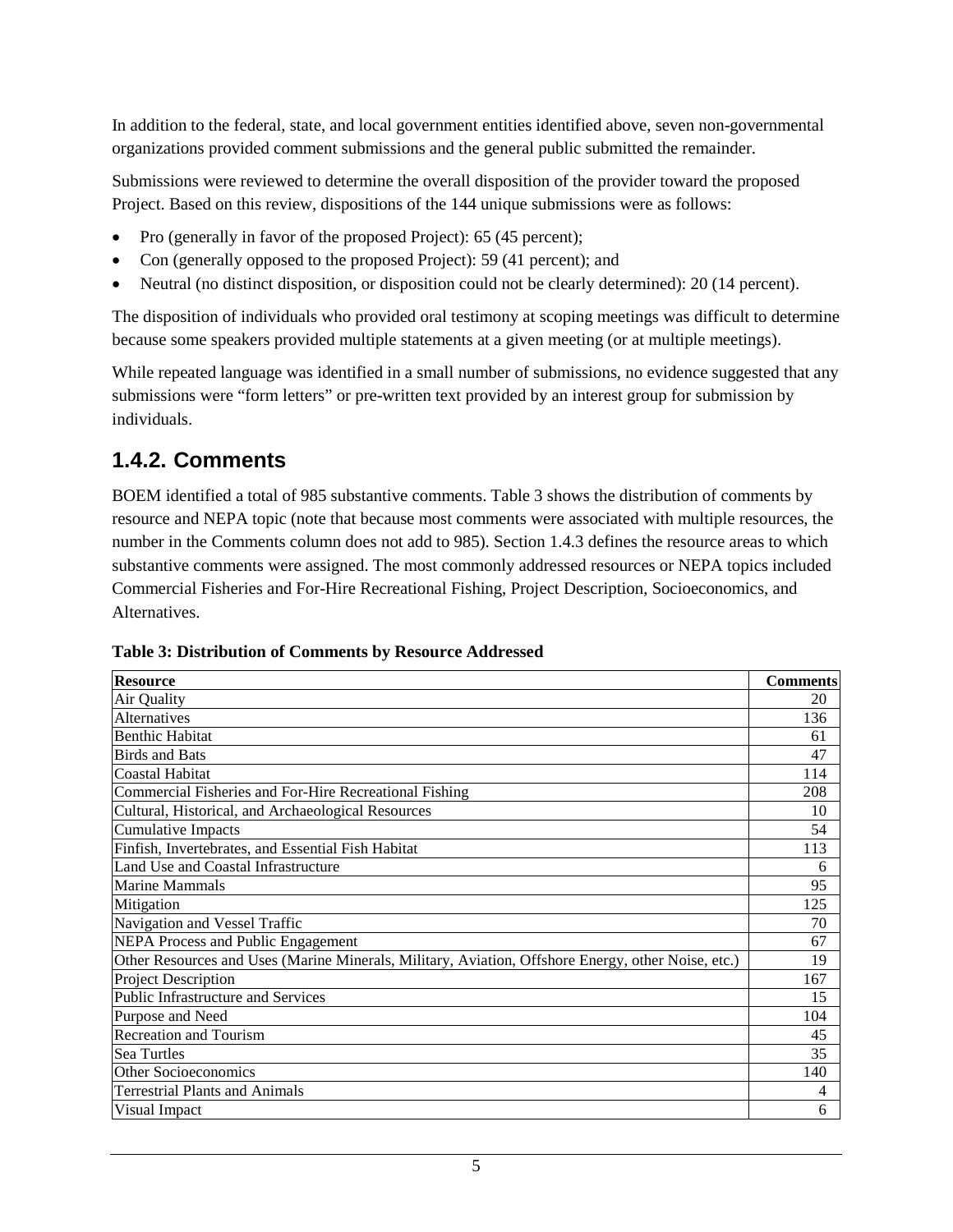In addition to the federal, state, and local government entities identified above, seven non-governmental organizations provided comment submissions and the general public submitted the remainder.

Submissions were reviewed to determine the overall disposition of the provider toward the proposed Project. Based on this review, dispositions of the 144 unique submissions were as follows:

- Pro (generally in favor of the proposed Project): 65 (45 percent);
- Con (generally opposed to the proposed Project): 59 (41 percent); and
- Neutral (no distinct disposition, or disposition could not be clearly determined): 20 (14 percent).

The disposition of individuals who provided oral testimony at scoping meetings was difficult to determine because some speakers provided multiple statements at a given meeting (or at multiple meetings).

While repeated language was identified in a small number of submissions, no evidence suggested that any submissions were "form letters" or pre-written text provided by an interest group for submission by individuals.

## 1.4.2. Comments

BOEM identified a total of 985 substantive comments. Table 3 shows the distribution of comments by resource and NEPA topic (note that because most comments were associated with multiple resources, the number in the Comments column does not add to 985). Section 1.4.3 defines the resource areas to which substantive comments were assigned. The most commonly addressed resources or NEPA topics included Commercial Fisheries and For-Hire Recreational Fishing, Project Description, Socioeconomics, and Alternatives.

**Table 3: Distribution of Comments by Resource Addressed**

| Resource | Comments |
|---|---|
| Air Quality | 20 |
| Alternatives | 136 |
| Benthic Habitat | 61 |
| Birds and Bats | 47 |
| Coastal Habitat | 114 |
| Commercial Fisheries and For-Hire Recreational Fishing | 208 |
| Cultural, Historical, and Archaeological Resources | 10 |
| Cumulative Impacts | 54 |
| Finfish, Invertebrates, and Essential Fish Habitat | 113 |
| Land Use and Coastal Infrastructure | 6 |
| Marine Mammals | 95 |
| Mitigation | 125 |
| Navigation and Vessel Traffic | 70 |
| NEPA Process and Public Engagement | 67 |
| Other Resources and Uses (Marine Minerals, Military, Aviation, Offshore Energy, other Noise, etc.) | 19 |
| Project Description | 167 |
| Public Infrastructure and Services | 15 |
| Purpose and Need | 104 |
| Recreation and Tourism | 45 |
| Sea Turtles | 35 |
| Other Socioeconomics | 140 |
| Terrestrial Plants and Animals | 4 |
| Visual Impact | 6 |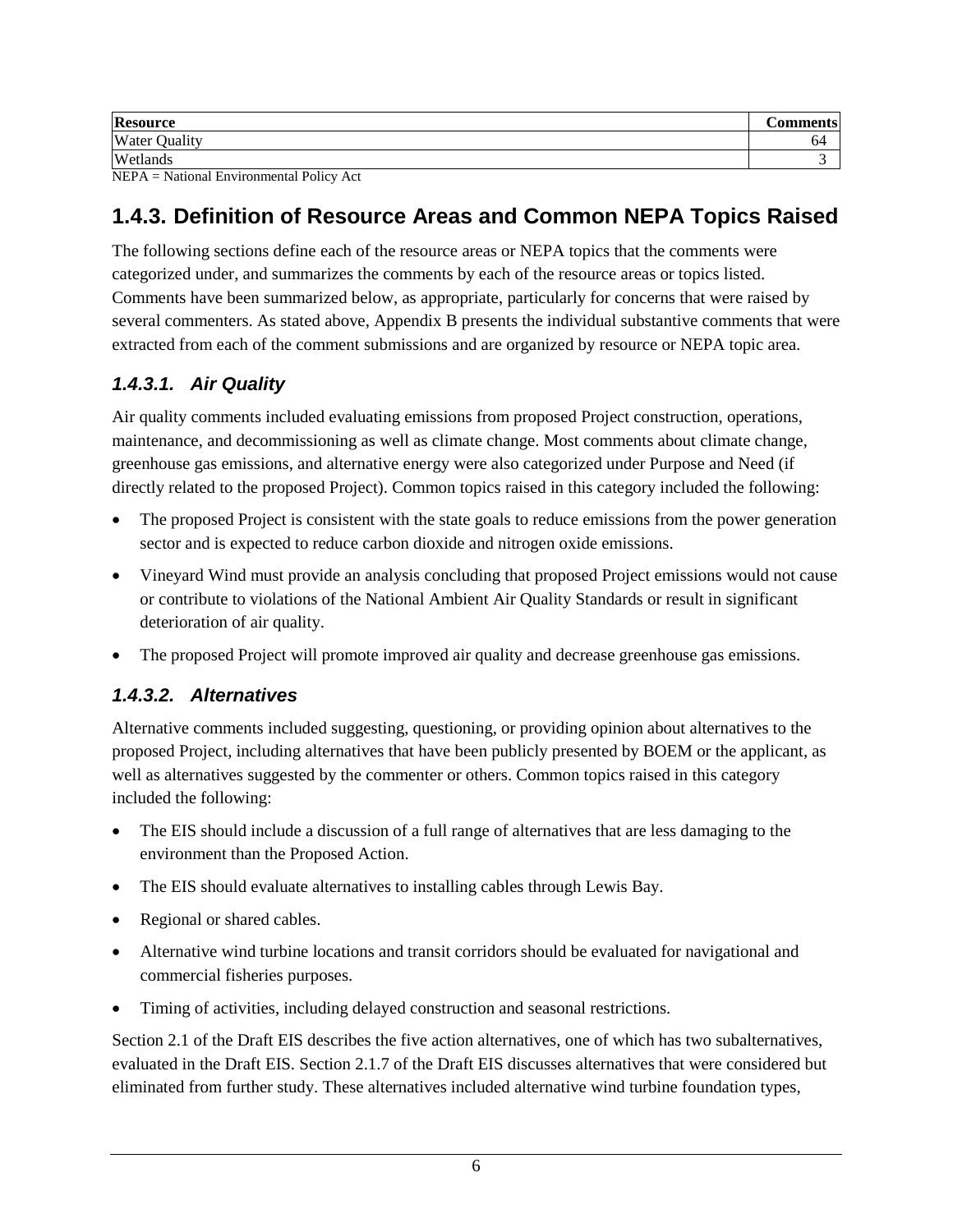| Resource | Comments |
|---|---|
| Water Quality | 64 |
| Wetlands | 3 |

NEPA = National Environmental Policy Act

## 1.4.3. Definition of Resource Areas and Common NEPA Topics Raised

The following sections define each of the resource areas or NEPA topics that the comments were categorized under, and summarizes the comments by each of the resource areas or topics listed. Comments have been summarized below, as appropriate, particularly for concerns that were raised by several commenters. As stated above, Appendix B presents the individual substantive comments that were extracted from each of the comment submissions and are organized by resource or NEPA topic area.

### *1.4.3.1. Air Quality*

Air quality comments included evaluating emissions from proposed Project construction, operations, maintenance, and decommissioning as well as climate change. Most comments about climate change, greenhouse gas emissions, and alternative energy were also categorized under Purpose and Need (if directly related to the proposed Project). Common topics raised in this category included the following:

- The proposed Project is consistent with the state goals to reduce emissions from the power generation sector and is expected to reduce carbon dioxide and nitrogen oxide emissions.
- Vineyard Wind must provide an analysis concluding that proposed Project emissions would not cause or contribute to violations of the National Ambient Air Quality Standards or result in significant deterioration of air quality.
- The proposed Project will promote improved air quality and decrease greenhouse gas emissions.

### *1.4.3.2. Alternatives*

Alternative comments included suggesting, questioning, or providing opinion about alternatives to the proposed Project, including alternatives that have been publicly presented by BOEM or the applicant, as well as alternatives suggested by the commenter or others. Common topics raised in this category included the following:

- The EIS should include a discussion of a full range of alternatives that are less damaging to the environment than the Proposed Action.
- The EIS should evaluate alternatives to installing cables through Lewis Bay.
- Regional or shared cables.
- Alternative wind turbine locations and transit corridors should be evaluated for navigational and commercial fisheries purposes.
- Timing of activities, including delayed construction and seasonal restrictions.

Section 2.1 of the Draft EIS describes the five action alternatives, one of which has two subalternatives, evaluated in the Draft EIS. Section 2.1.7 of the Draft EIS discusses alternatives that were considered but eliminated from further study. These alternatives included alternative wind turbine foundation types,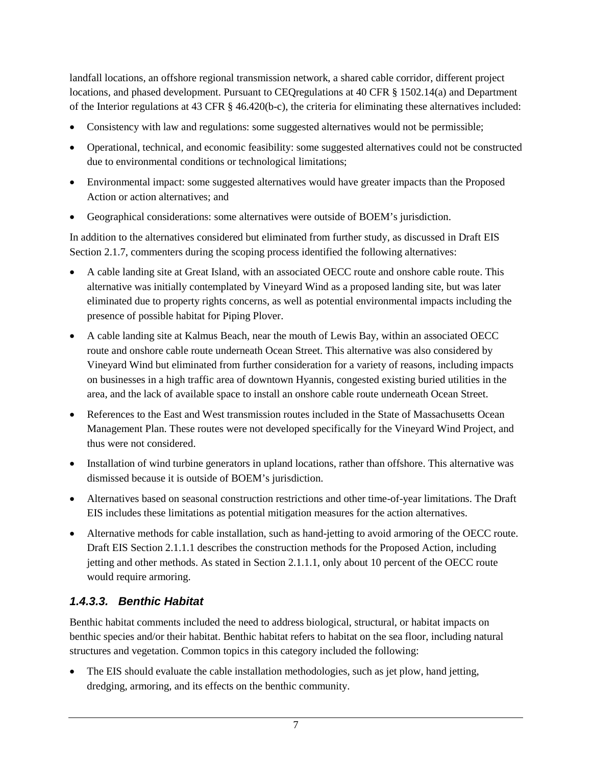landfall locations, an offshore regional transmission network, a shared cable corridor, different project locations, and phased development. Pursuant to CEQregulations at 40 CFR § 1502.14(a) and Department of the Interior regulations at 43 CFR § 46.420(b-c), the criteria for eliminating these alternatives included:

- Consistency with law and regulations: some suggested alternatives would not be permissible;
- Operational, technical, and economic feasibility: some suggested alternatives could not be constructed due to environmental conditions or technological limitations;
- Environmental impact: some suggested alternatives would have greater impacts than the Proposed Action or action alternatives; and
- Geographical considerations: some alternatives were outside of BOEM's jurisdiction.

In addition to the alternatives considered but eliminated from further study, as discussed in Draft EIS Section 2.1.7, commenters during the scoping process identified the following alternatives:

- A cable landing site at Great Island, with an associated OECC route and onshore cable route. This alternative was initially contemplated by Vineyard Wind as a proposed landing site, but was later eliminated due to property rights concerns, as well as potential environmental impacts including the presence of possible habitat for Piping Plover.
- A cable landing site at Kalmus Beach, near the mouth of Lewis Bay, within an associated OECC route and onshore cable route underneath Ocean Street. This alternative was also considered by Vineyard Wind but eliminated from further consideration for a variety of reasons, including impacts on businesses in a high traffic area of downtown Hyannis, congested existing buried utilities in the area, and the lack of available space to install an onshore cable route underneath Ocean Street.
- References to the East and West transmission routes included in the State of Massachusetts Ocean Management Plan. These routes were not developed specifically for the Vineyard Wind Project, and thus were not considered.
- Installation of wind turbine generators in upland locations, rather than offshore. This alternative was dismissed because it is outside of BOEM's jurisdiction.
- Alternatives based on seasonal construction restrictions and other time-of-year limitations. The Draft EIS includes these limitations as potential mitigation measures for the action alternatives.
- Alternative methods for cable installation, such as hand-jetting to avoid armoring of the OECC route. Draft EIS Section 2.1.1.1 describes the construction methods for the Proposed Action, including jetting and other methods. As stated in Section 2.1.1.1, only about 10 percent of the OECC route would require armoring.

#### *1.4.3.3. Benthic Habitat*

Benthic habitat comments included the need to address biological, structural, or habitat impacts on benthic species and/or their habitat. Benthic habitat refers to habitat on the sea floor, including natural structures and vegetation. Common topics in this category included the following:

- The EIS should evaluate the cable installation methodologies, such as jet plow, hand jetting, dredging, armoring, and its effects on the benthic community.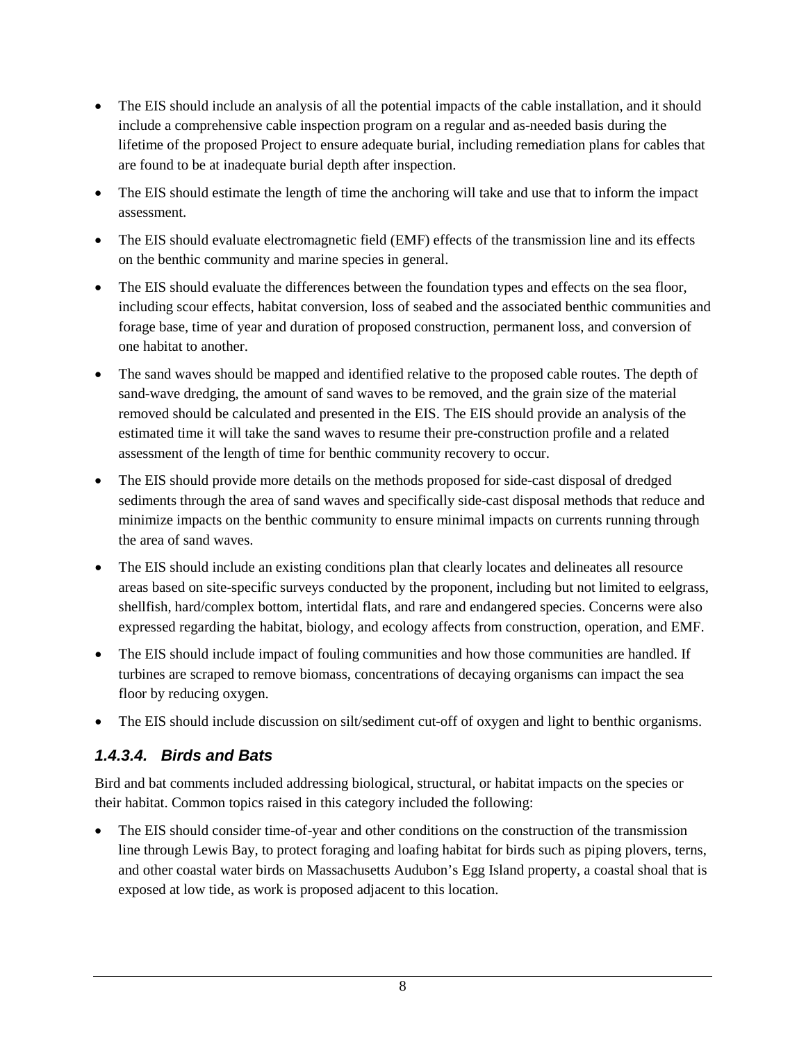- The EIS should include an analysis of all the potential impacts of the cable installation, and it should include a comprehensive cable inspection program on a regular and as-needed basis during the lifetime of the proposed Project to ensure adequate burial, including remediation plans for cables that are found to be at inadequate burial depth after inspection.
- The EIS should estimate the length of time the anchoring will take and use that to inform the impact assessment.
- The EIS should evaluate electromagnetic field (EMF) effects of the transmission line and its effects on the benthic community and marine species in general.
- The EIS should evaluate the differences between the foundation types and effects on the sea floor, including scour effects, habitat conversion, loss of seabed and the associated benthic communities and forage base, time of year and duration of proposed construction, permanent loss, and conversion of one habitat to another.
- The sand waves should be mapped and identified relative to the proposed cable routes. The depth of sand-wave dredging, the amount of sand waves to be removed, and the grain size of the material removed should be calculated and presented in the EIS. The EIS should provide an analysis of the estimated time it will take the sand waves to resume their pre-construction profile and a related assessment of the length of time for benthic community recovery to occur.
- The EIS should provide more details on the methods proposed for side-cast disposal of dredged sediments through the area of sand waves and specifically side-cast disposal methods that reduce and minimize impacts on the benthic community to ensure minimal impacts on currents running through the area of sand waves.
- The EIS should include an existing conditions plan that clearly locates and delineates all resource areas based on site-specific surveys conducted by the proponent, including but not limited to eelgrass, shellfish, hard/complex bottom, intertidal flats, and rare and endangered species. Concerns were also expressed regarding the habitat, biology, and ecology affects from construction, operation, and EMF.
- The EIS should include impact of fouling communities and how those communities are handled. If turbines are scraped to remove biomass, concentrations of decaying organisms can impact the sea floor by reducing oxygen.
- The EIS should include discussion on silt/sediment cut-off of oxygen and light to benthic organisms.

#### *1.4.3.4. Birds and Bats*

Bird and bat comments included addressing biological, structural, or habitat impacts on the species or their habitat. Common topics raised in this category included the following:

- The EIS should consider time-of-year and other conditions on the construction of the transmission line through Lewis Bay, to protect foraging and loafing habitat for birds such as piping plovers, terns, and other coastal water birds on Massachusetts Audubon's Egg Island property, a coastal shoal that is exposed at low tide, as work is proposed adjacent to this location.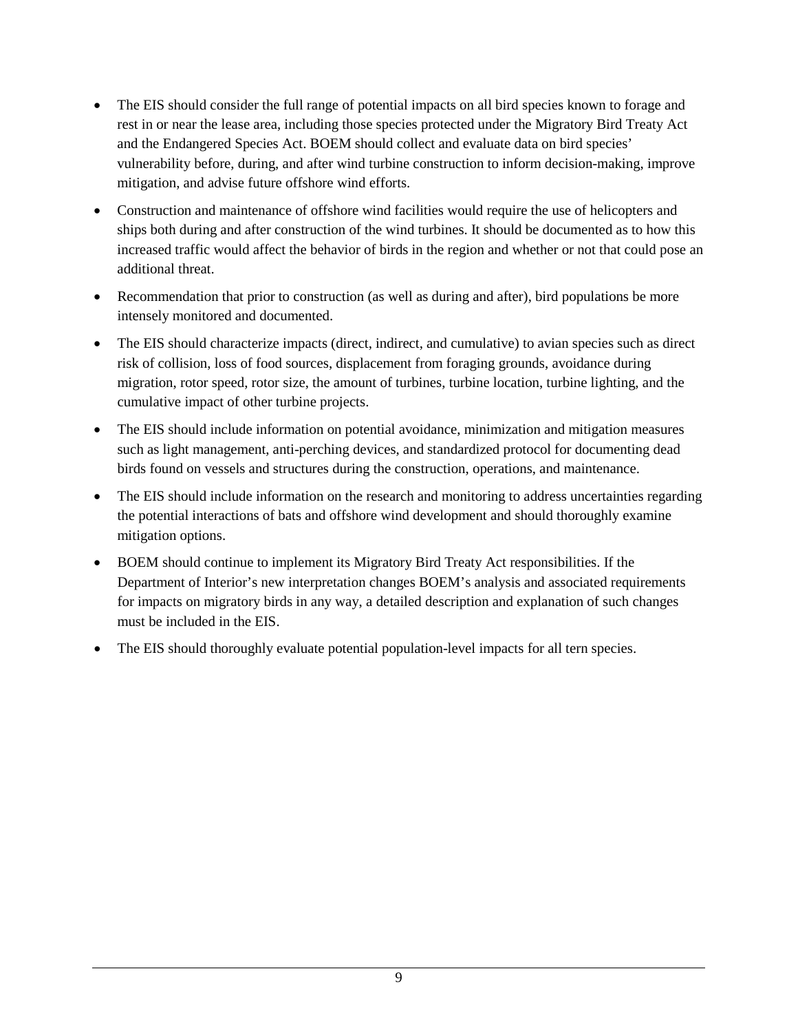- The EIS should consider the full range of potential impacts on all bird species known to forage and rest in or near the lease area, including those species protected under the Migratory Bird Treaty Act and the Endangered Species Act. BOEM should collect and evaluate data on bird species' vulnerability before, during, and after wind turbine construction to inform decision-making, improve mitigation, and advise future offshore wind efforts.
- Construction and maintenance of offshore wind facilities would require the use of helicopters and ships both during and after construction of the wind turbines. It should be documented as to how this increased traffic would affect the behavior of birds in the region and whether or not that could pose an additional threat.
- Recommendation that prior to construction (as well as during and after), bird populations be more intensely monitored and documented.
- The EIS should characterize impacts (direct, indirect, and cumulative) to avian species such as direct risk of collision, loss of food sources, displacement from foraging grounds, avoidance during migration, rotor speed, rotor size, the amount of turbines, turbine location, turbine lighting, and the cumulative impact of other turbine projects.
- The EIS should include information on potential avoidance, minimization and mitigation measures such as light management, anti-perching devices, and standardized protocol for documenting dead birds found on vessels and structures during the construction, operations, and maintenance.
- The EIS should include information on the research and monitoring to address uncertainties regarding the potential interactions of bats and offshore wind development and should thoroughly examine mitigation options.
- BOEM should continue to implement its Migratory Bird Treaty Act responsibilities. If the Department of Interior's new interpretation changes BOEM's analysis and associated requirements for impacts on migratory birds in any way, a detailed description and explanation of such changes must be included in the EIS.
- The EIS should thoroughly evaluate potential population-level impacts for all tern species.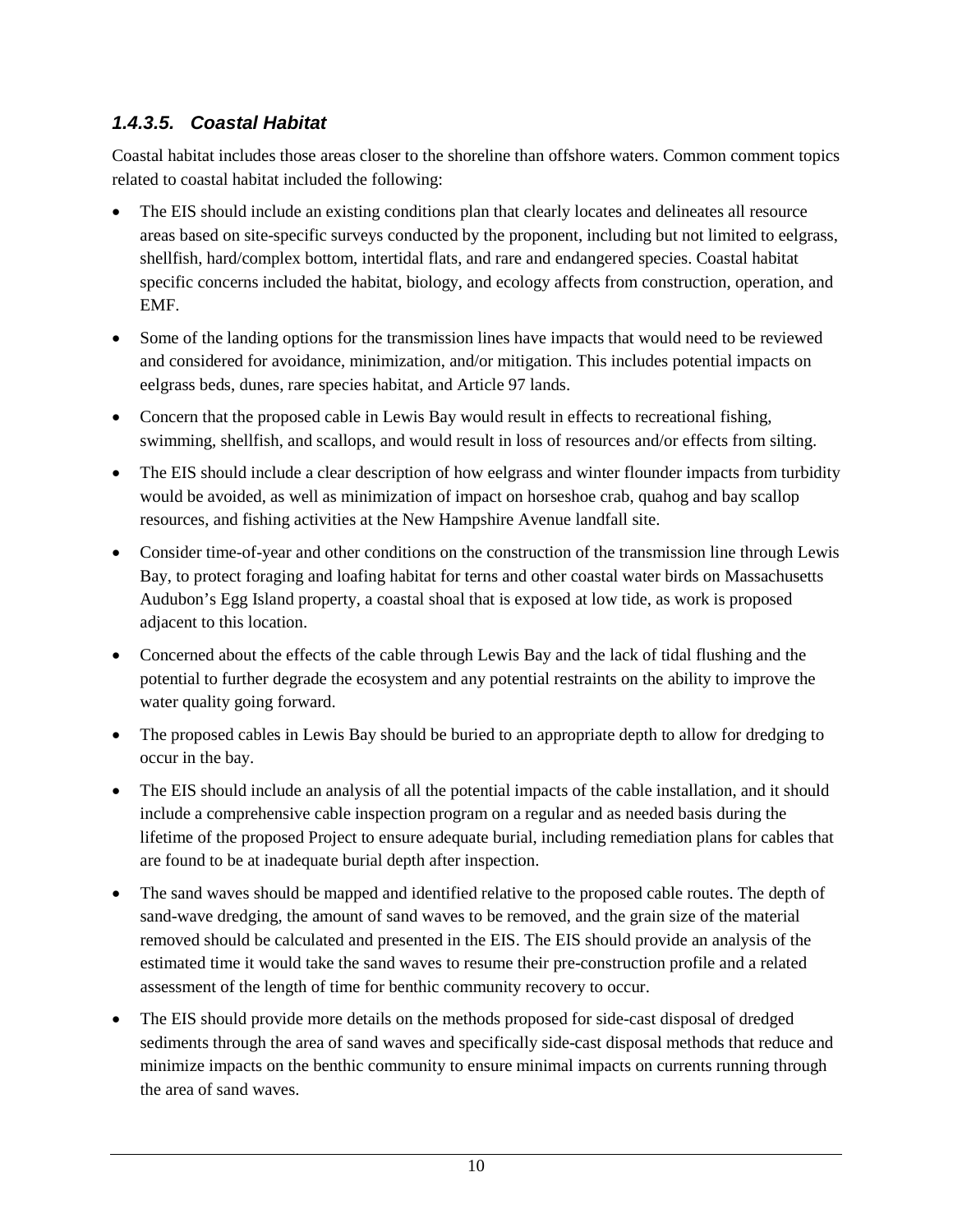#### *1.4.3.5. Coastal Habitat*

Coastal habitat includes those areas closer to the shoreline than offshore waters. Common comment topics related to coastal habitat included the following:

- The EIS should include an existing conditions plan that clearly locates and delineates all resource areas based on site-specific surveys conducted by the proponent, including but not limited to eelgrass, shellfish, hard/complex bottom, intertidal flats, and rare and endangered species. Coastal habitat specific concerns included the habitat, biology, and ecology affects from construction, operation, and EMF.
- Some of the landing options for the transmission lines have impacts that would need to be reviewed and considered for avoidance, minimization, and/or mitigation. This includes potential impacts on eelgrass beds, dunes, rare species habitat, and Article 97 lands.
- Concern that the proposed cable in Lewis Bay would result in effects to recreational fishing, swimming, shellfish, and scallops, and would result in loss of resources and/or effects from silting.
- The EIS should include a clear description of how eelgrass and winter flounder impacts from turbidity would be avoided, as well as minimization of impact on horseshoe crab, quahog and bay scallop resources, and fishing activities at the New Hampshire Avenue landfall site.
- Consider time-of-year and other conditions on the construction of the transmission line through Lewis Bay, to protect foraging and loafing habitat for terns and other coastal water birds on Massachusetts Audubon's Egg Island property, a coastal shoal that is exposed at low tide, as work is proposed adjacent to this location.
- Concerned about the effects of the cable through Lewis Bay and the lack of tidal flushing and the potential to further degrade the ecosystem and any potential restraints on the ability to improve the water quality going forward.
- The proposed cables in Lewis Bay should be buried to an appropriate depth to allow for dredging to occur in the bay.
- The EIS should include an analysis of all the potential impacts of the cable installation, and it should include a comprehensive cable inspection program on a regular and as needed basis during the lifetime of the proposed Project to ensure adequate burial, including remediation plans for cables that are found to be at inadequate burial depth after inspection.
- The sand waves should be mapped and identified relative to the proposed cable routes. The depth of sand-wave dredging, the amount of sand waves to be removed, and the grain size of the material removed should be calculated and presented in the EIS. The EIS should provide an analysis of the estimated time it would take the sand waves to resume their pre-construction profile and a related assessment of the length of time for benthic community recovery to occur.
- The EIS should provide more details on the methods proposed for side-cast disposal of dredged sediments through the area of sand waves and specifically side-cast disposal methods that reduce and minimize impacts on the benthic community to ensure minimal impacts on currents running through the area of sand waves.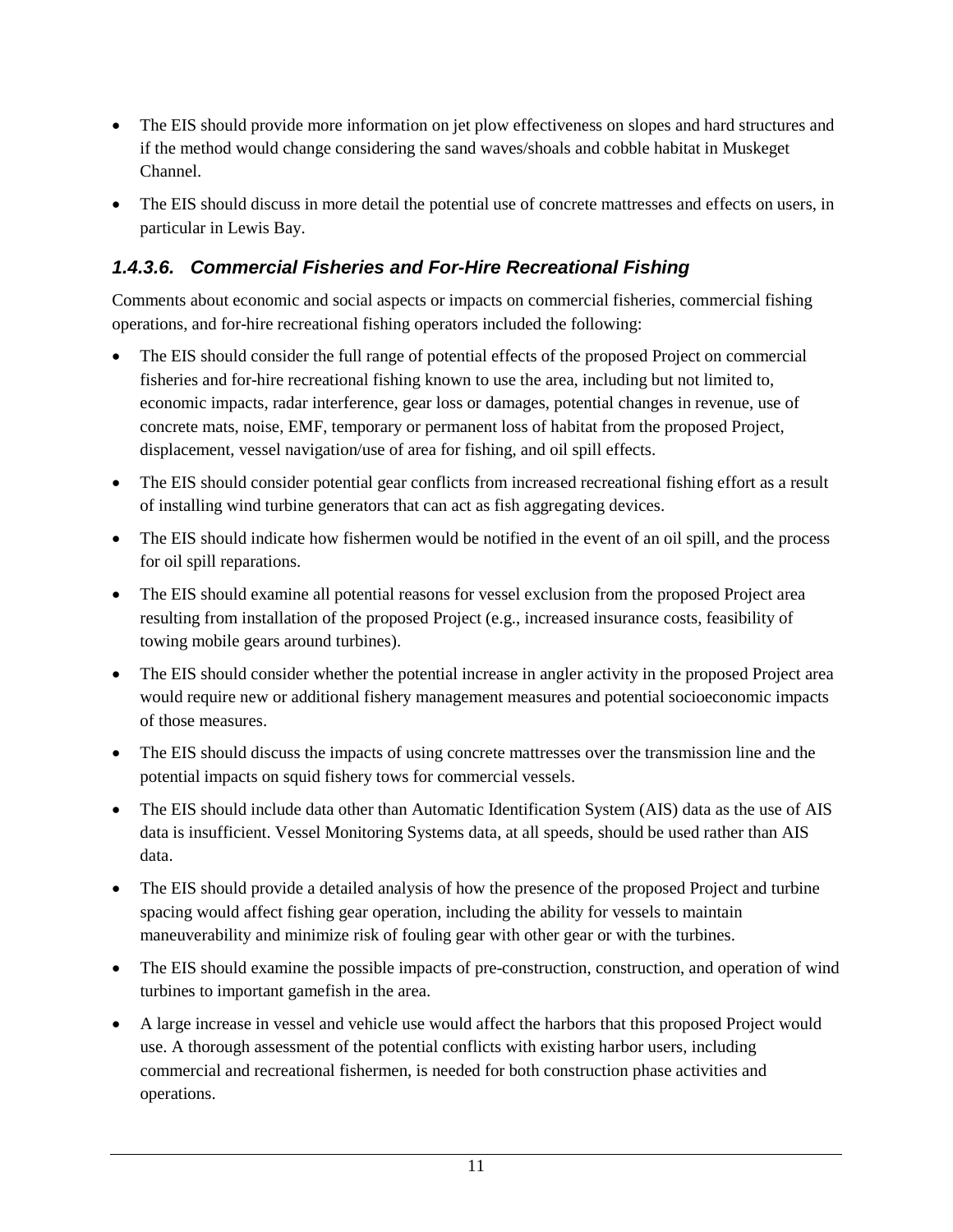- The EIS should provide more information on jet plow effectiveness on slopes and hard structures and if the method would change considering the sand waves/shoals and cobble habitat in Muskeget Channel.
- The EIS should discuss in more detail the potential use of concrete mattresses and effects on users, in particular in Lewis Bay.

#### *1.4.3.6. Commercial Fisheries and For-Hire Recreational Fishing*

Comments about economic and social aspects or impacts on commercial fisheries, commercial fishing operations, and for-hire recreational fishing operators included the following:

- The EIS should consider the full range of potential effects of the proposed Project on commercial fisheries and for-hire recreational fishing known to use the area, including but not limited to, economic impacts, radar interference, gear loss or damages, potential changes in revenue, use of concrete mats, noise, EMF, temporary or permanent loss of habitat from the proposed Project, displacement, vessel navigation/use of area for fishing, and oil spill effects.
- The EIS should consider potential gear conflicts from increased recreational fishing effort as a result of installing wind turbine generators that can act as fish aggregating devices.
- The EIS should indicate how fishermen would be notified in the event of an oil spill, and the process for oil spill reparations.
- The EIS should examine all potential reasons for vessel exclusion from the proposed Project area resulting from installation of the proposed Project (e.g., increased insurance costs, feasibility of towing mobile gears around turbines).
- The EIS should consider whether the potential increase in angler activity in the proposed Project area would require new or additional fishery management measures and potential socioeconomic impacts of those measures.
- The EIS should discuss the impacts of using concrete mattresses over the transmission line and the potential impacts on squid fishery tows for commercial vessels.
- The EIS should include data other than Automatic Identification System (AIS) data as the use of AIS data is insufficient. Vessel Monitoring Systems data, at all speeds, should be used rather than AIS data.
- The EIS should provide a detailed analysis of how the presence of the proposed Project and turbine spacing would affect fishing gear operation, including the ability for vessels to maintain maneuverability and minimize risk of fouling gear with other gear or with the turbines.
- The EIS should examine the possible impacts of pre-construction, construction, and operation of wind turbines to important gamefish in the area.
- A large increase in vessel and vehicle use would affect the harbors that this proposed Project would use. A thorough assessment of the potential conflicts with existing harbor users, including commercial and recreational fishermen, is needed for both construction phase activities and operations.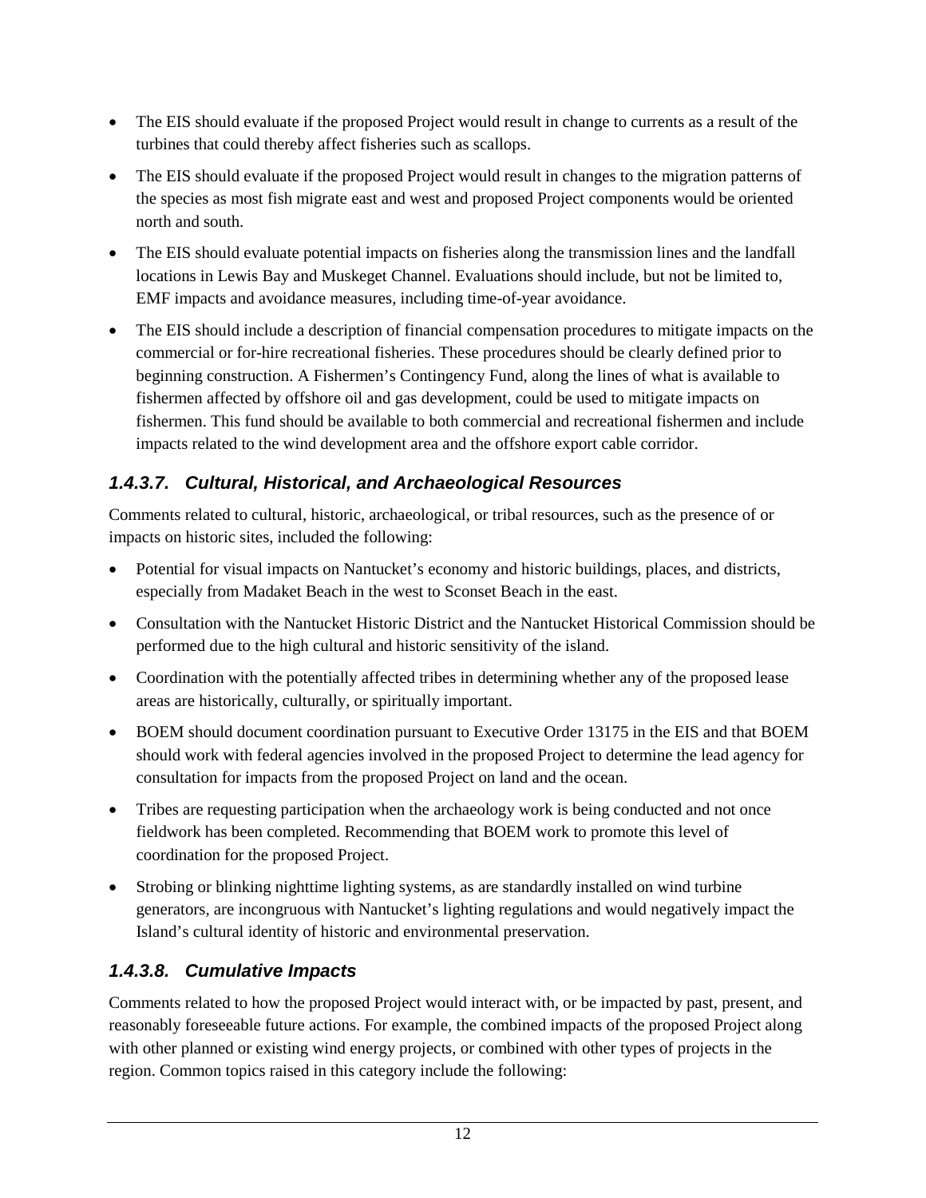- The EIS should evaluate if the proposed Project would result in change to currents as a result of the turbines that could thereby affect fisheries such as scallops.
- The EIS should evaluate if the proposed Project would result in changes to the migration patterns of the species as most fish migrate east and west and proposed Project components would be oriented north and south.
- The EIS should evaluate potential impacts on fisheries along the transmission lines and the landfall locations in Lewis Bay and Muskeget Channel. Evaluations should include, but not be limited to, EMF impacts and avoidance measures, including time-of-year avoidance.
- The EIS should include a description of financial compensation procedures to mitigate impacts on the commercial or for-hire recreational fisheries. These procedures should be clearly defined prior to beginning construction. A Fishermen's Contingency Fund, along the lines of what is available to fishermen affected by offshore oil and gas development, could be used to mitigate impacts on fishermen. This fund should be available to both commercial and recreational fishermen and include impacts related to the wind development area and the offshore export cable corridor.

#### *1.4.3.7. Cultural, Historical, and Archaeological Resources*

Comments related to cultural, historic, archaeological, or tribal resources, such as the presence of or impacts on historic sites, included the following:

- Potential for visual impacts on Nantucket's economy and historic buildings, places, and districts, especially from Madaket Beach in the west to Sconset Beach in the east.
- Consultation with the Nantucket Historic District and the Nantucket Historical Commission should be performed due to the high cultural and historic sensitivity of the island.
- Coordination with the potentially affected tribes in determining whether any of the proposed lease areas are historically, culturally, or spiritually important.
- BOEM should document coordination pursuant to Executive Order 13175 in the EIS and that BOEM should work with federal agencies involved in the proposed Project to determine the lead agency for consultation for impacts from the proposed Project on land and the ocean.
- Tribes are requesting participation when the archaeology work is being conducted and not once fieldwork has been completed. Recommending that BOEM work to promote this level of coordination for the proposed Project.
- Strobing or blinking nighttime lighting systems, as are standardly installed on wind turbine generators, are incongruous with Nantucket's lighting regulations and would negatively impact the Island's cultural identity of historic and environmental preservation.

#### *1.4.3.8. Cumulative Impacts*

Comments related to how the proposed Project would interact with, or be impacted by past, present, and reasonably foreseeable future actions. For example, the combined impacts of the proposed Project along with other planned or existing wind energy projects, or combined with other types of projects in the region. Common topics raised in this category include the following: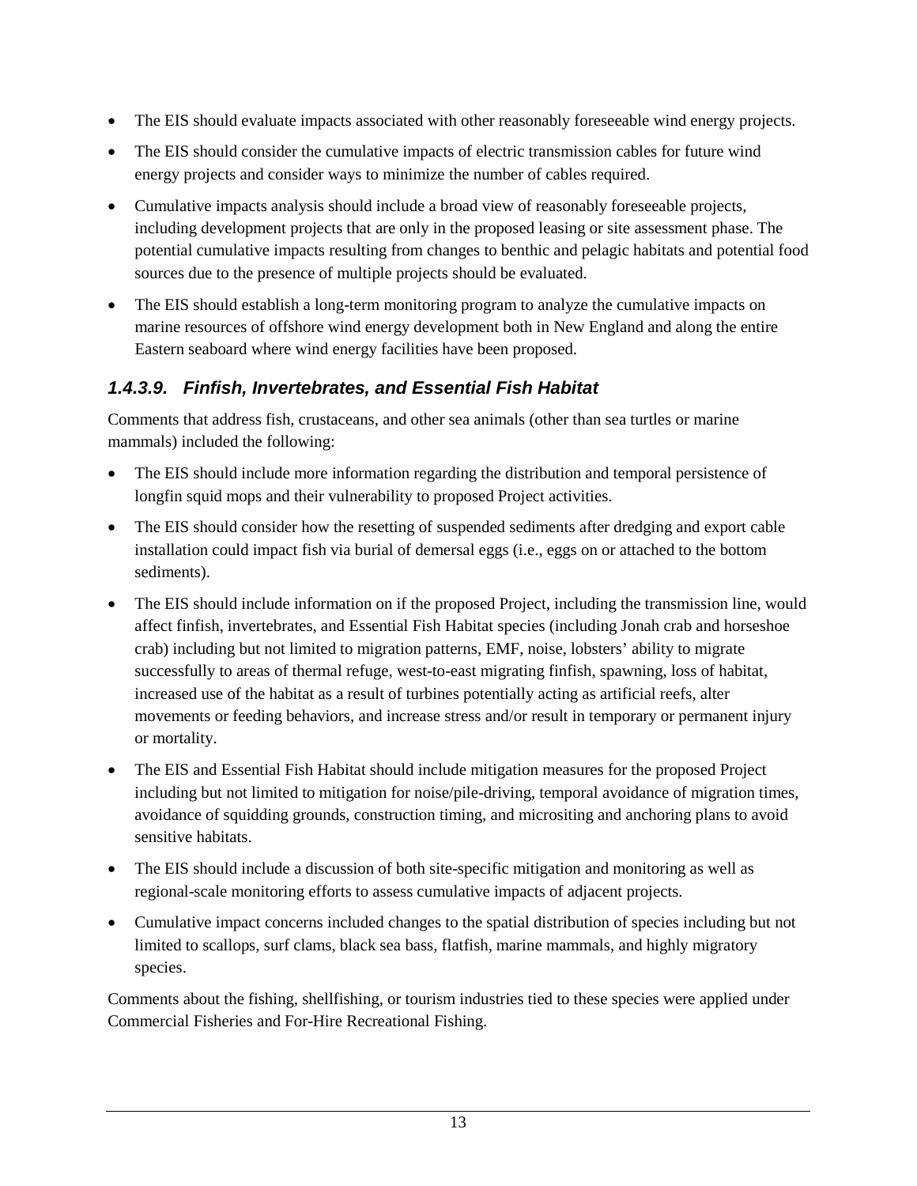- The EIS should evaluate impacts associated with other reasonably foreseeable wind energy projects.
- The EIS should consider the cumulative impacts of electric transmission cables for future wind energy projects and consider ways to minimize the number of cables required.
- Cumulative impacts analysis should include a broad view of reasonably foreseeable projects, including development projects that are only in the proposed leasing or site assessment phase. The potential cumulative impacts resulting from changes to benthic and pelagic habitats and potential food sources due to the presence of multiple projects should be evaluated.
- The EIS should establish a long-term monitoring program to analyze the cumulative impacts on marine resources of offshore wind energy development both in New England and along the entire Eastern seaboard where wind energy facilities have been proposed.

### *1.4.3.9. Finfish, Invertebrates, and Essential Fish Habitat*

Comments that address fish, crustaceans, and other sea animals (other than sea turtles or marine mammals) included the following:

- The EIS should include more information regarding the distribution and temporal persistence of longfin squid mops and their vulnerability to proposed Project activities.
- The EIS should consider how the resetting of suspended sediments after dredging and export cable installation could impact fish via burial of demersal eggs (i.e., eggs on or attached to the bottom sediments).
- The EIS should include information on if the proposed Project, including the transmission line, would affect finfish, invertebrates, and Essential Fish Habitat species (including Jonah crab and horseshoe crab) including but not limited to migration patterns, EMF, noise, lobsters' ability to migrate successfully to areas of thermal refuge, west-to-east migrating finfish, spawning, loss of habitat, increased use of the habitat as a result of turbines potentially acting as artificial reefs, alter movements or feeding behaviors, and increase stress and/or result in temporary or permanent injury or mortality.
- The EIS and Essential Fish Habitat should include mitigation measures for the proposed Project including but not limited to mitigation for noise/pile-driving, temporal avoidance of migration times, avoidance of squidding grounds, construction timing, and micrositing and anchoring plans to avoid sensitive habitats.
- The EIS should include a discussion of both site-specific mitigation and monitoring as well as regional-scale monitoring efforts to assess cumulative impacts of adjacent projects.
- Cumulative impact concerns included changes to the spatial distribution of species including but not limited to scallops, surf clams, black sea bass, flatfish, marine mammals, and highly migratory species.

Comments about the fishing, shellfishing, or tourism industries tied to these species were applied under Commercial Fisheries and For-Hire Recreational Fishing.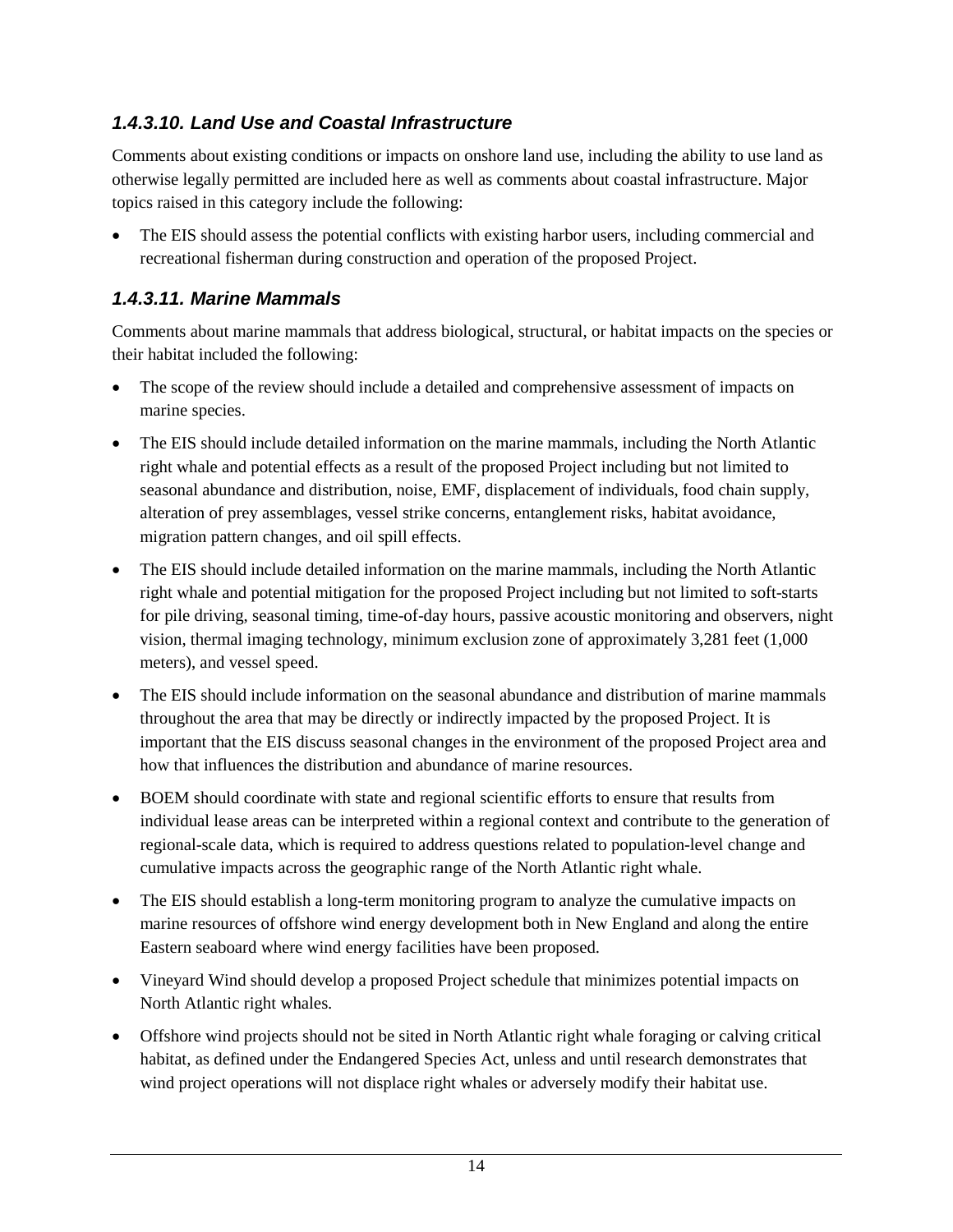### *1.4.3.10. Land Use and Coastal Infrastructure*

Comments about existing conditions or impacts on onshore land use, including the ability to use land as otherwise legally permitted are included here as well as comments about coastal infrastructure. Major topics raised in this category include the following:

- The EIS should assess the potential conflicts with existing harbor users, including commercial and recreational fisherman during construction and operation of the proposed Project.

### *1.4.3.11. Marine Mammals*

Comments about marine mammals that address biological, structural, or habitat impacts on the species or their habitat included the following:

- The scope of the review should include a detailed and comprehensive assessment of impacts on marine species.
- The EIS should include detailed information on the marine mammals, including the North Atlantic right whale and potential effects as a result of the proposed Project including but not limited to seasonal abundance and distribution, noise, EMF, displacement of individuals, food chain supply, alteration of prey assemblages, vessel strike concerns, entanglement risks, habitat avoidance, migration pattern changes, and oil spill effects.
- The EIS should include detailed information on the marine mammals, including the North Atlantic right whale and potential mitigation for the proposed Project including but not limited to soft-starts for pile driving, seasonal timing, time-of-day hours, passive acoustic monitoring and observers, night vision, thermal imaging technology, minimum exclusion zone of approximately 3,281 feet (1,000 meters), and vessel speed.
- The EIS should include information on the seasonal abundance and distribution of marine mammals throughout the area that may be directly or indirectly impacted by the proposed Project. It is important that the EIS discuss seasonal changes in the environment of the proposed Project area and how that influences the distribution and abundance of marine resources.
- BOEM should coordinate with state and regional scientific efforts to ensure that results from individual lease areas can be interpreted within a regional context and contribute to the generation of regional-scale data, which is required to address questions related to population-level change and cumulative impacts across the geographic range of the North Atlantic right whale.
- The EIS should establish a long-term monitoring program to analyze the cumulative impacts on marine resources of offshore wind energy development both in New England and along the entire Eastern seaboard where wind energy facilities have been proposed.
- Vineyard Wind should develop a proposed Project schedule that minimizes potential impacts on North Atlantic right whales.
- Offshore wind projects should not be sited in North Atlantic right whale foraging or calving critical habitat, as defined under the Endangered Species Act, unless and until research demonstrates that wind project operations will not displace right whales or adversely modify their habitat use.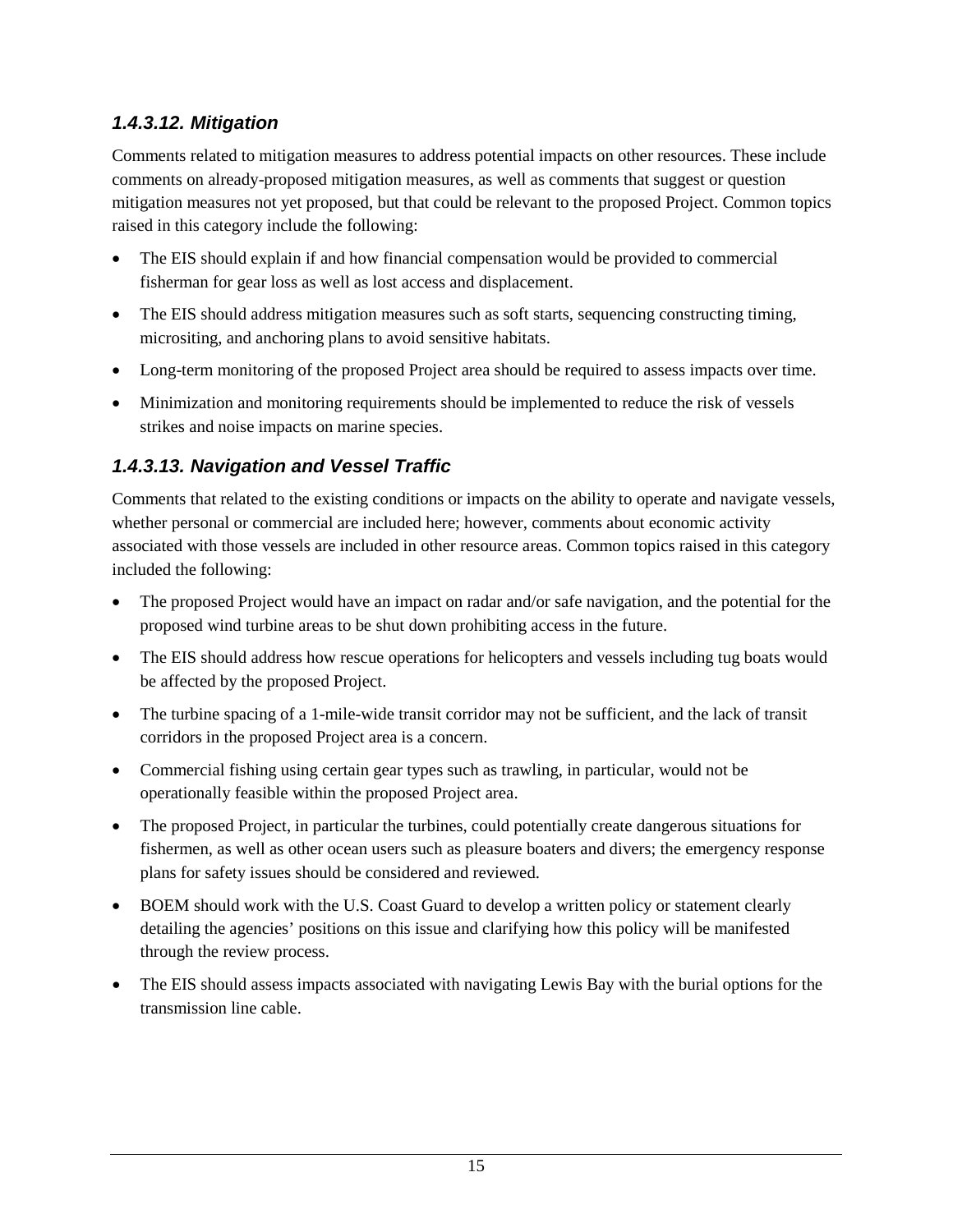### *1.4.3.12. Mitigation*

Comments related to mitigation measures to address potential impacts on other resources. These include comments on already-proposed mitigation measures, as well as comments that suggest or question mitigation measures not yet proposed, but that could be relevant to the proposed Project. Common topics raised in this category include the following:

- The EIS should explain if and how financial compensation would be provided to commercial fisherman for gear loss as well as lost access and displacement.
- The EIS should address mitigation measures such as soft starts, sequencing constructing timing, micrositing, and anchoring plans to avoid sensitive habitats.
- Long-term monitoring of the proposed Project area should be required to assess impacts over time.
- Minimization and monitoring requirements should be implemented to reduce the risk of vessels strikes and noise impacts on marine species.

### *1.4.3.13. Navigation and Vessel Traffic*

Comments that related to the existing conditions or impacts on the ability to operate and navigate vessels, whether personal or commercial are included here; however, comments about economic activity associated with those vessels are included in other resource areas. Common topics raised in this category included the following:

- The proposed Project would have an impact on radar and/or safe navigation, and the potential for the proposed wind turbine areas to be shut down prohibiting access in the future.
- The EIS should address how rescue operations for helicopters and vessels including tug boats would be affected by the proposed Project.
- The turbine spacing of a 1-mile-wide transit corridor may not be sufficient, and the lack of transit corridors in the proposed Project area is a concern.
- Commercial fishing using certain gear types such as trawling, in particular, would not be operationally feasible within the proposed Project area.
- The proposed Project, in particular the turbines, could potentially create dangerous situations for fishermen, as well as other ocean users such as pleasure boaters and divers; the emergency response plans for safety issues should be considered and reviewed.
- BOEM should work with the U.S. Coast Guard to develop a written policy or statement clearly detailing the agencies' positions on this issue and clarifying how this policy will be manifested through the review process.
- The EIS should assess impacts associated with navigating Lewis Bay with the burial options for the transmission line cable.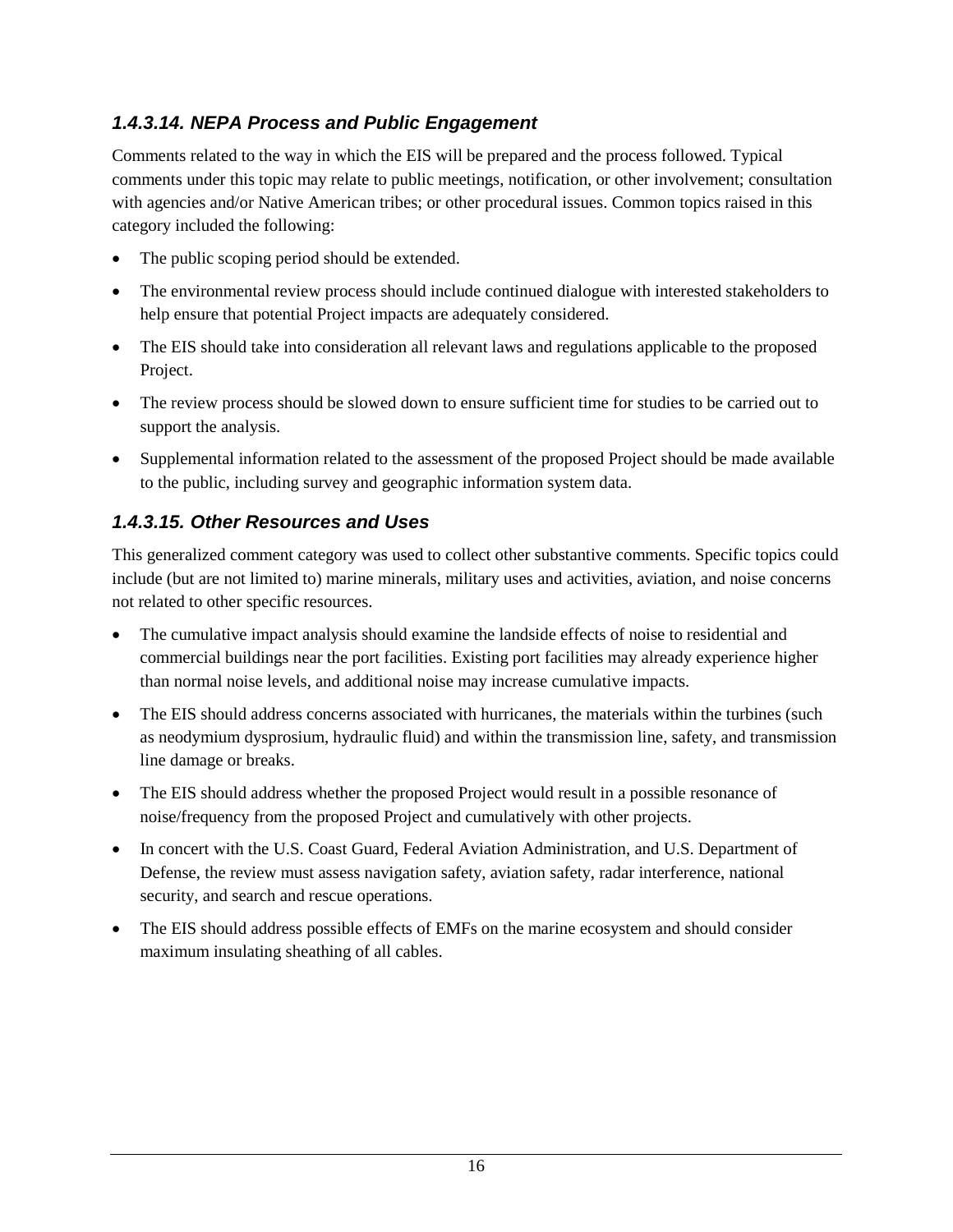### *1.4.3.14. NEPA Process and Public Engagement*

Comments related to the way in which the EIS will be prepared and the process followed. Typical comments under this topic may relate to public meetings, notification, or other involvement; consultation with agencies and/or Native American tribes; or other procedural issues. Common topics raised in this category included the following:

- The public scoping period should be extended.
- The environmental review process should include continued dialogue with interested stakeholders to help ensure that potential Project impacts are adequately considered.
- The EIS should take into consideration all relevant laws and regulations applicable to the proposed Project.
- The review process should be slowed down to ensure sufficient time for studies to be carried out to support the analysis.
- Supplemental information related to the assessment of the proposed Project should be made available to the public, including survey and geographic information system data.

### *1.4.3.15. Other Resources and Uses*

This generalized comment category was used to collect other substantive comments. Specific topics could include (but are not limited to) marine minerals, military uses and activities, aviation, and noise concerns not related to other specific resources.

- The cumulative impact analysis should examine the landside effects of noise to residential and commercial buildings near the port facilities. Existing port facilities may already experience higher than normal noise levels, and additional noise may increase cumulative impacts.
- The EIS should address concerns associated with hurricanes, the materials within the turbines (such as neodymium dysprosium, hydraulic fluid) and within the transmission line, safety, and transmission line damage or breaks.
- The EIS should address whether the proposed Project would result in a possible resonance of noise/frequency from the proposed Project and cumulatively with other projects.
- In concert with the U.S. Coast Guard, Federal Aviation Administration, and U.S. Department of Defense, the review must assess navigation safety, aviation safety, radar interference, national security, and search and rescue operations.
- The EIS should address possible effects of EMFs on the marine ecosystem and should consider maximum insulating sheathing of all cables.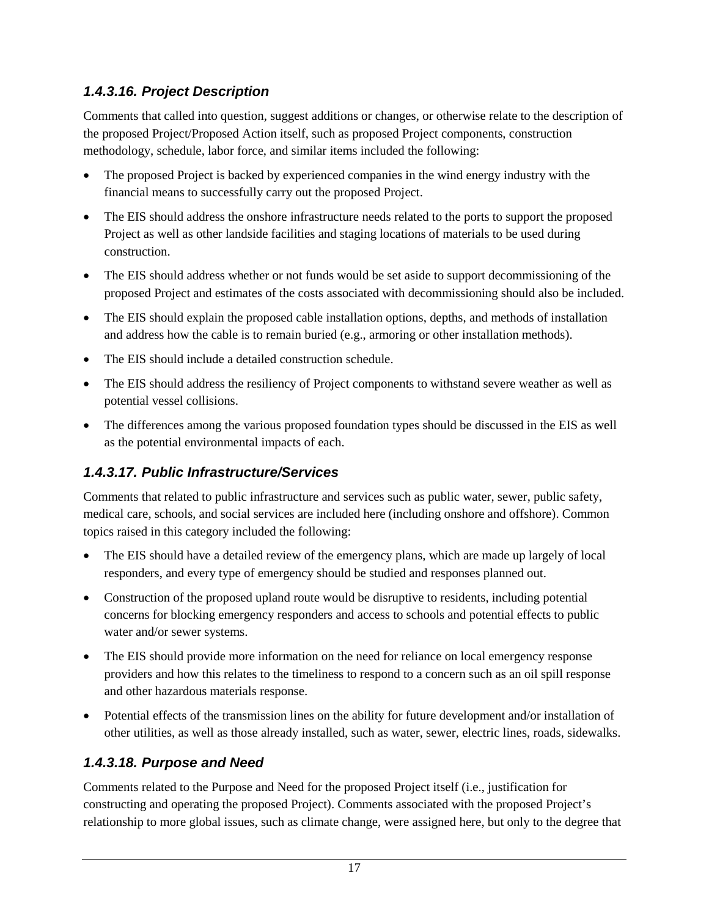#### *1.4.3.16. Project Description*

Comments that called into question, suggest additions or changes, or otherwise relate to the description of the proposed Project/Proposed Action itself, such as proposed Project components, construction methodology, schedule, labor force, and similar items included the following:

- The proposed Project is backed by experienced companies in the wind energy industry with the financial means to successfully carry out the proposed Project.
- The EIS should address the onshore infrastructure needs related to the ports to support the proposed Project as well as other landside facilities and staging locations of materials to be used during construction.
- The EIS should address whether or not funds would be set aside to support decommissioning of the proposed Project and estimates of the costs associated with decommissioning should also be included.
- The EIS should explain the proposed cable installation options, depths, and methods of installation and address how the cable is to remain buried (e.g., armoring or other installation methods).
- The EIS should include a detailed construction schedule.
- The EIS should address the resiliency of Project components to withstand severe weather as well as potential vessel collisions.
- The differences among the various proposed foundation types should be discussed in the EIS as well as the potential environmental impacts of each.

#### *1.4.3.17. Public Infrastructure/Services*

Comments that related to public infrastructure and services such as public water, sewer, public safety, medical care, schools, and social services are included here (including onshore and offshore). Common topics raised in this category included the following:

- The EIS should have a detailed review of the emergency plans, which are made up largely of local responders, and every type of emergency should be studied and responses planned out.
- Construction of the proposed upland route would be disruptive to residents, including potential concerns for blocking emergency responders and access to schools and potential effects to public water and/or sewer systems.
- The EIS should provide more information on the need for reliance on local emergency response providers and how this relates to the timeliness to respond to a concern such as an oil spill response and other hazardous materials response.
- Potential effects of the transmission lines on the ability for future development and/or installation of other utilities, as well as those already installed, such as water, sewer, electric lines, roads, sidewalks.

#### *1.4.3.18. Purpose and Need*

Comments related to the Purpose and Need for the proposed Project itself (i.e., justification for constructing and operating the proposed Project). Comments associated with the proposed Project's relationship to more global issues, such as climate change, were assigned here, but only to the degree that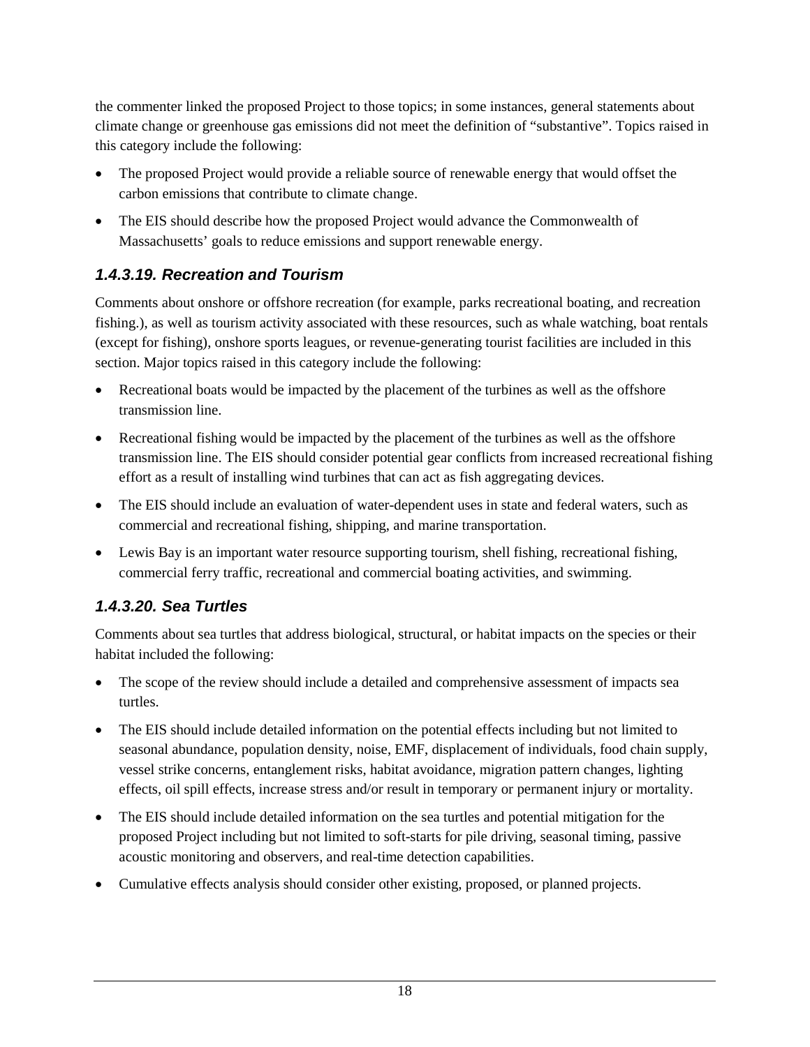the commenter linked the proposed Project to those topics; in some instances, general statements about climate change or greenhouse gas emissions did not meet the definition of "substantive". Topics raised in this category include the following:

- The proposed Project would provide a reliable source of renewable energy that would offset the carbon emissions that contribute to climate change.
- The EIS should describe how the proposed Project would advance the Commonwealth of Massachusetts' goals to reduce emissions and support renewable energy.

### *1.4.3.19. Recreation and Tourism*

Comments about onshore or offshore recreation (for example, parks recreational boating, and recreation fishing.), as well as tourism activity associated with these resources, such as whale watching, boat rentals (except for fishing), onshore sports leagues, or revenue-generating tourist facilities are included in this section. Major topics raised in this category include the following:

- Recreational boats would be impacted by the placement of the turbines as well as the offshore transmission line.
- Recreational fishing would be impacted by the placement of the turbines as well as the offshore transmission line. The EIS should consider potential gear conflicts from increased recreational fishing effort as a result of installing wind turbines that can act as fish aggregating devices.
- The EIS should include an evaluation of water-dependent uses in state and federal waters, such as commercial and recreational fishing, shipping, and marine transportation.
- Lewis Bay is an important water resource supporting tourism, shell fishing, recreational fishing, commercial ferry traffic, recreational and commercial boating activities, and swimming.

### *1.4.3.20. Sea Turtles*

Comments about sea turtles that address biological, structural, or habitat impacts on the species or their habitat included the following:

- The scope of the review should include a detailed and comprehensive assessment of impacts sea turtles.
- The EIS should include detailed information on the potential effects including but not limited to seasonal abundance, population density, noise, EMF, displacement of individuals, food chain supply, vessel strike concerns, entanglement risks, habitat avoidance, migration pattern changes, lighting effects, oil spill effects, increase stress and/or result in temporary or permanent injury or mortality.
- The EIS should include detailed information on the sea turtles and potential mitigation for the proposed Project including but not limited to soft-starts for pile driving, seasonal timing, passive acoustic monitoring and observers, and real-time detection capabilities.
- Cumulative effects analysis should consider other existing, proposed, or planned projects.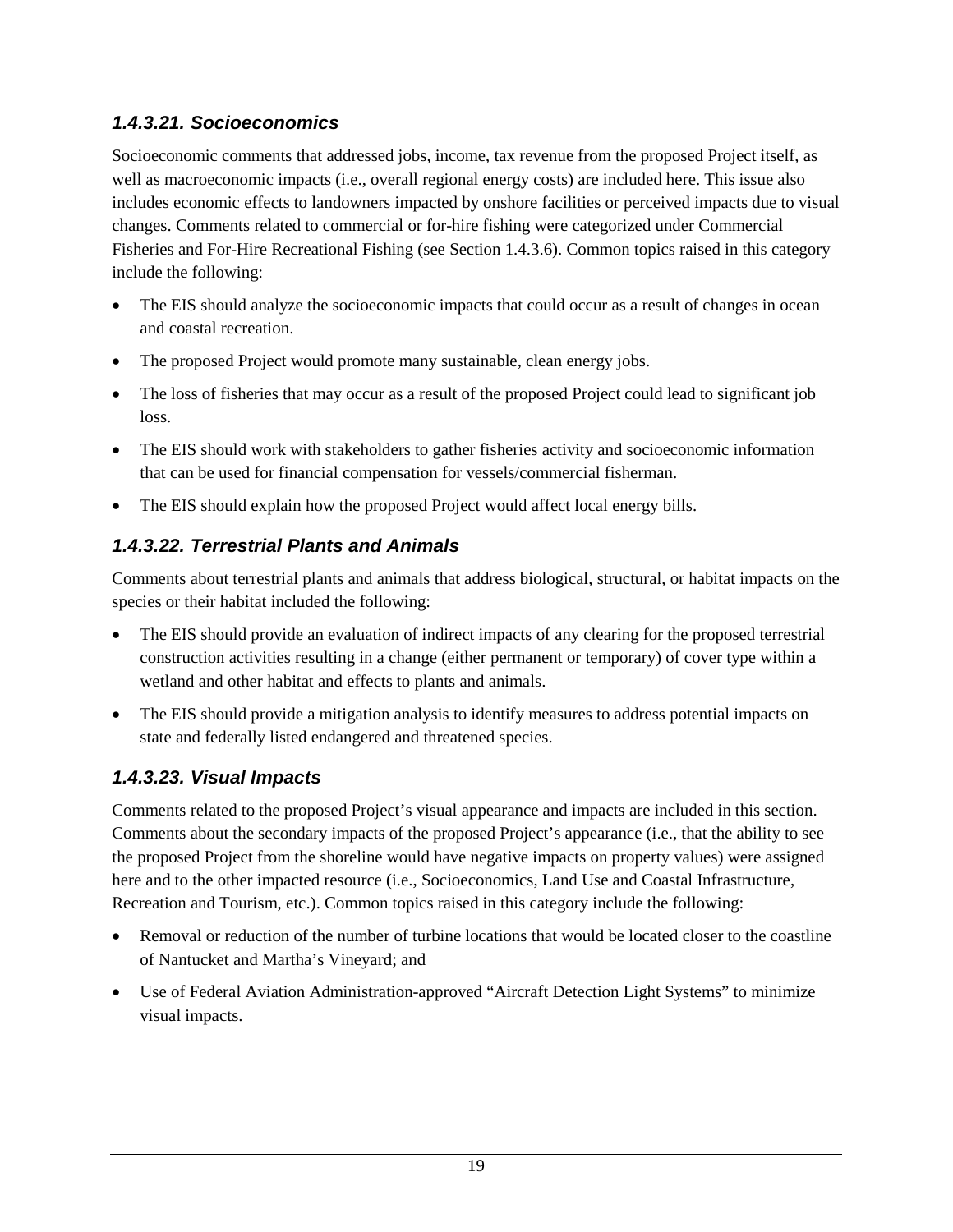### *1.4.3.21. Socioeconomics*

Socioeconomic comments that addressed jobs, income, tax revenue from the proposed Project itself, as well as macroeconomic impacts (i.e., overall regional energy costs) are included here. This issue also includes economic effects to landowners impacted by onshore facilities or perceived impacts due to visual changes. Comments related to commercial or for-hire fishing were categorized under Commercial Fisheries and For-Hire Recreational Fishing (see Section 1.4.3.6). Common topics raised in this category include the following:

- The EIS should analyze the socioeconomic impacts that could occur as a result of changes in ocean and coastal recreation.
- The proposed Project would promote many sustainable, clean energy jobs.
- The loss of fisheries that may occur as a result of the proposed Project could lead to significant job loss.
- The EIS should work with stakeholders to gather fisheries activity and socioeconomic information that can be used for financial compensation for vessels/commercial fisherman.
- The EIS should explain how the proposed Project would affect local energy bills.

### *1.4.3.22. Terrestrial Plants and Animals*

Comments about terrestrial plants and animals that address biological, structural, or habitat impacts on the species or their habitat included the following:

- The EIS should provide an evaluation of indirect impacts of any clearing for the proposed terrestrial construction activities resulting in a change (either permanent or temporary) of cover type within a wetland and other habitat and effects to plants and animals.
- The EIS should provide a mitigation analysis to identify measures to address potential impacts on state and federally listed endangered and threatened species.

### *1.4.3.23. Visual Impacts*

Comments related to the proposed Project's visual appearance and impacts are included in this section. Comments about the secondary impacts of the proposed Project's appearance (i.e., that the ability to see the proposed Project from the shoreline would have negative impacts on property values) were assigned here and to the other impacted resource (i.e., Socioeconomics, Land Use and Coastal Infrastructure, Recreation and Tourism, etc.). Common topics raised in this category include the following:

- Removal or reduction of the number of turbine locations that would be located closer to the coastline of Nantucket and Martha's Vineyard; and
- Use of Federal Aviation Administration-approved "Aircraft Detection Light Systems" to minimize visual impacts.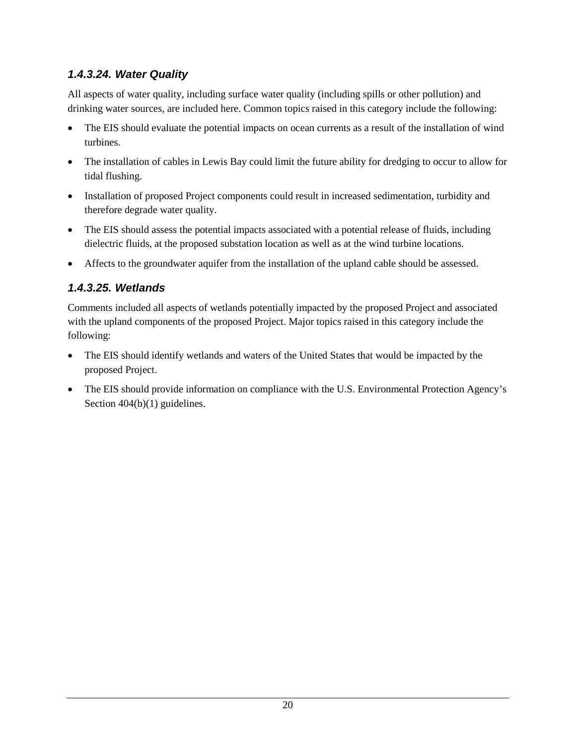### *1.4.3.24. Water Quality*

All aspects of water quality, including surface water quality (including spills or other pollution) and drinking water sources, are included here. Common topics raised in this category include the following:

- The EIS should evaluate the potential impacts on ocean currents as a result of the installation of wind turbines.
- The installation of cables in Lewis Bay could limit the future ability for dredging to occur to allow for tidal flushing.
- Installation of proposed Project components could result in increased sedimentation, turbidity and therefore degrade water quality.
- The EIS should assess the potential impacts associated with a potential release of fluids, including dielectric fluids, at the proposed substation location as well as at the wind turbine locations.
- Affects to the groundwater aquifer from the installation of the upland cable should be assessed.

### *1.4.3.25. Wetlands*

Comments included all aspects of wetlands potentially impacted by the proposed Project and associated with the upland components of the proposed Project. Major topics raised in this category include the following:

- The EIS should identify wetlands and waters of the United States that would be impacted by the proposed Project.
- The EIS should provide information on compliance with the U.S. Environmental Protection Agency's Section 404(b)(1) guidelines.